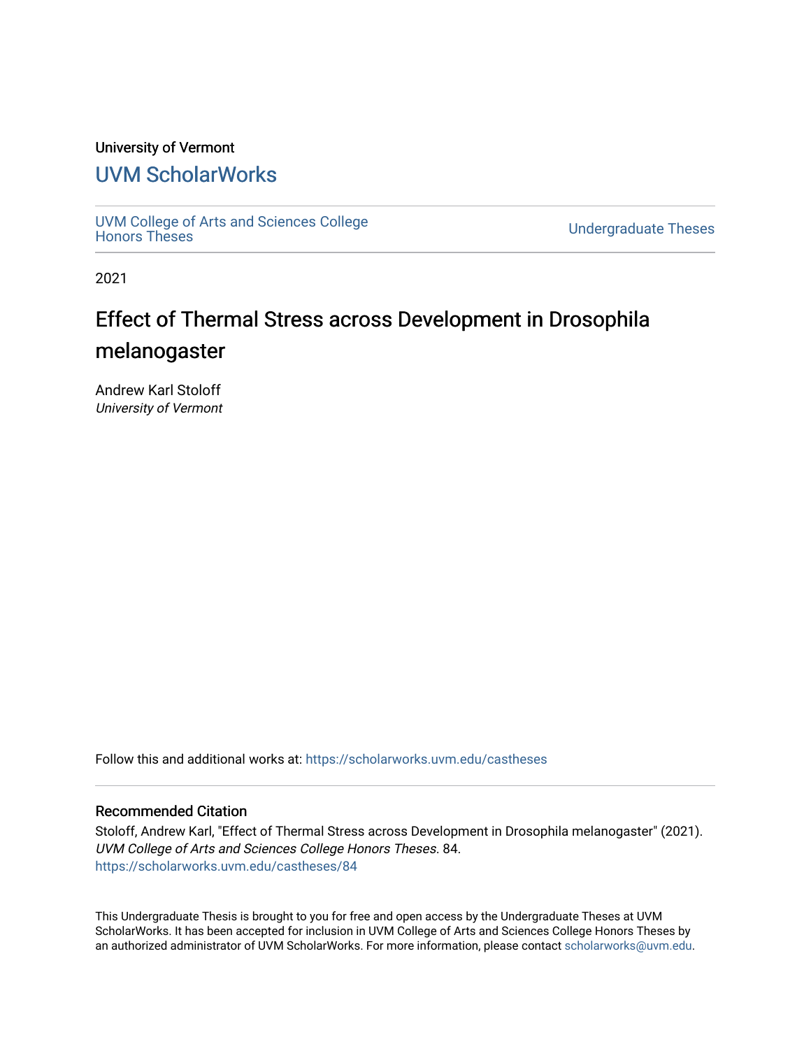University of Vermont

# UVM ScholarWorks

UVM College of Arts and Sciences College Honors Theses

Undergraduate Theses

2021

# Effect of Thermal Stress across Development in Drosophila melanogaster

Andrew Karl Stoloff
*University of Vermont*

Follow this and additional works at: https://scholarworks.uvm.edu/castheses

## Recommended Citation

Stoloff, Andrew Karl, "Effect of Thermal Stress across Development in Drosophila melanogaster" (2021). *UVM College of Arts and Sciences College Honors Theses*. 84.
https://scholarworks.uvm.edu/castheses/84

This Undergraduate Thesis is brought to you for free and open access by the Undergraduate Theses at UVM ScholarWorks. It has been accepted for inclusion in UVM College of Arts and Sciences College Honors Theses by an authorized administrator of UVM ScholarWorks. For more information, please contact scholarworks@uvm.edu.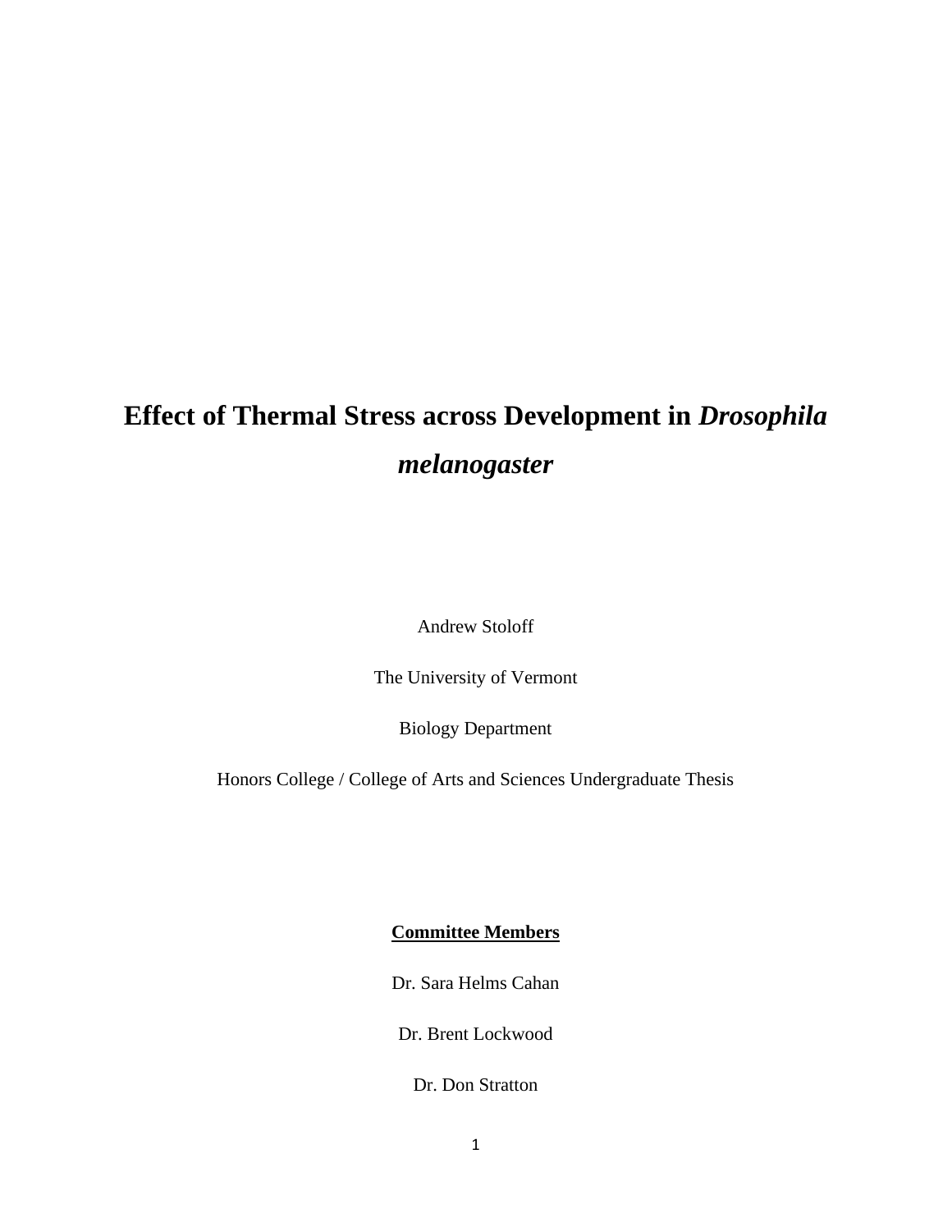# Effect of Thermal Stress across Development in *Drosophila melanogaster*

Andrew Stoloff

The University of Vermont

Biology Department

Honors College / College of Arts and Sciences Undergraduate Thesis

**Committee Members**

Dr. Sara Helms Cahan

Dr. Brent Lockwood

Dr. Don Stratton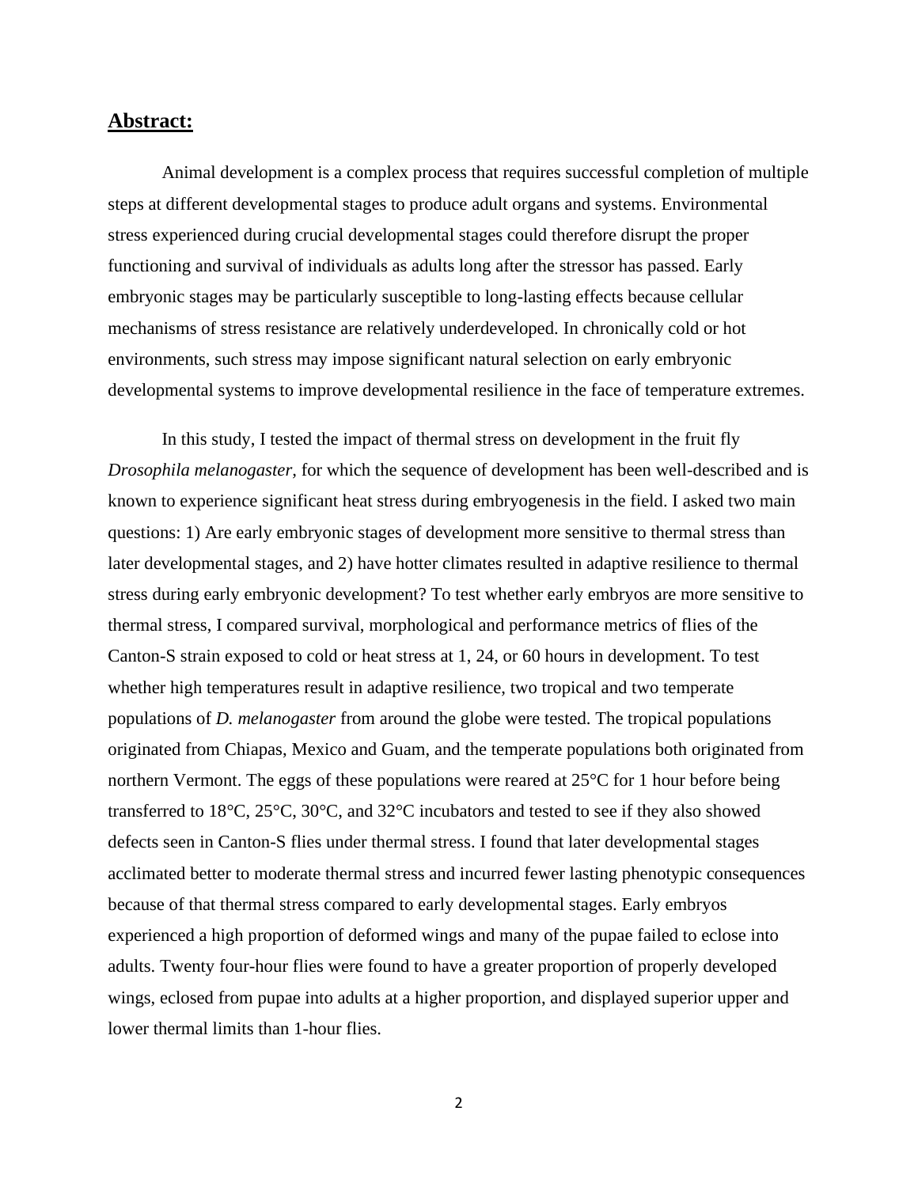## Abstract:

Animal development is a complex process that requires successful completion of multiple steps at different developmental stages to produce adult organs and systems. Environmental stress experienced during crucial developmental stages could therefore disrupt the proper functioning and survival of individuals as adults long after the stressor has passed. Early embryonic stages may be particularly susceptible to long-lasting effects because cellular mechanisms of stress resistance are relatively underdeveloped. In chronically cold or hot environments, such stress may impose significant natural selection on early embryonic developmental systems to improve developmental resilience in the face of temperature extremes.

In this study, I tested the impact of thermal stress on development in the fruit fly *Drosophila melanogaster*, for which the sequence of development has been well-described and is known to experience significant heat stress during embryogenesis in the field. I asked two main questions: 1) Are early embryonic stages of development more sensitive to thermal stress than later developmental stages, and 2) have hotter climates resulted in adaptive resilience to thermal stress during early embryonic development? To test whether early embryos are more sensitive to thermal stress, I compared survival, morphological and performance metrics of flies of the Canton-S strain exposed to cold or heat stress at 1, 24, or 60 hours in development. To test whether high temperatures result in adaptive resilience, two tropical and two temperate populations of *D. melanogaster* from around the globe were tested. The tropical populations originated from Chiapas, Mexico and Guam, and the temperate populations both originated from northern Vermont. The eggs of these populations were reared at 25°C for 1 hour before being transferred to 18°C, 25°C, 30°C, and 32°C incubators and tested to see if they also showed defects seen in Canton-S flies under thermal stress. I found that later developmental stages acclimated better to moderate thermal stress and incurred fewer lasting phenotypic consequences because of that thermal stress compared to early developmental stages. Early embryos experienced a high proportion of deformed wings and many of the pupae failed to eclose into adults. Twenty four-hour flies were found to have a greater proportion of properly developed wings, eclosed from pupae into adults at a higher proportion, and displayed superior upper and lower thermal limits than 1-hour flies.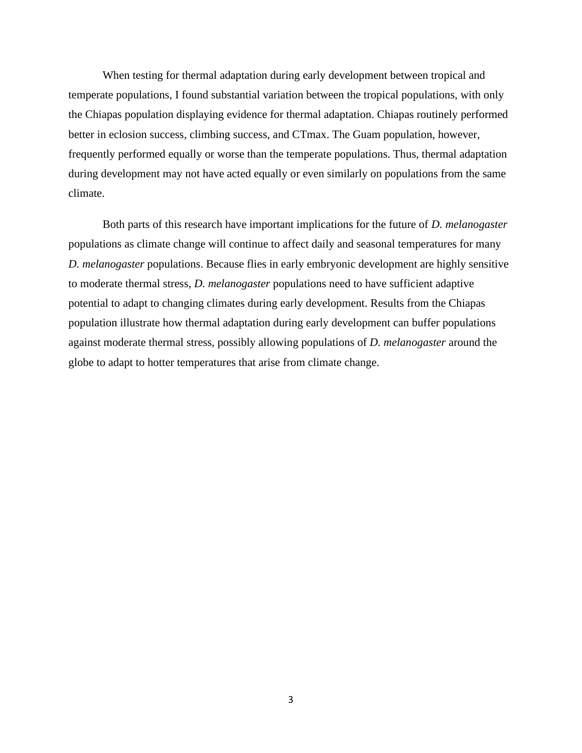When testing for thermal adaptation during early development between tropical and temperate populations, I found substantial variation between the tropical populations, with only the Chiapas population displaying evidence for thermal adaptation. Chiapas routinely performed better in eclosion success, climbing success, and CTmax. The Guam population, however, frequently performed equally or worse than the temperate populations. Thus, thermal adaptation during development may not have acted equally or even similarly on populations from the same climate.

Both parts of this research have important implications for the future of *D. melanogaster* populations as climate change will continue to affect daily and seasonal temperatures for many *D. melanogaster* populations. Because flies in early embryonic development are highly sensitive to moderate thermal stress, *D. melanogaster* populations need to have sufficient adaptive potential to adapt to changing climates during early development. Results from the Chiapas population illustrate how thermal adaptation during early development can buffer populations against moderate thermal stress, possibly allowing populations of *D. melanogaster* around the globe to adapt to hotter temperatures that arise from climate change.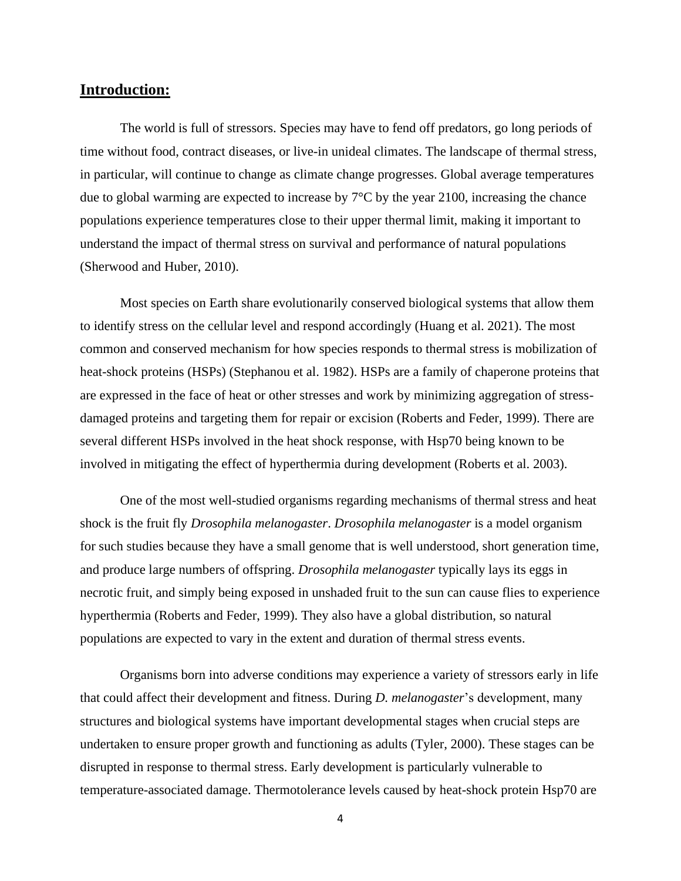## Introduction:

The world is full of stressors. Species may have to fend off predators, go long periods of time without food, contract diseases, or live-in unideal climates. The landscape of thermal stress, in particular, will continue to change as climate change progresses. Global average temperatures due to global warming are expected to increase by 7°C by the year 2100, increasing the chance populations experience temperatures close to their upper thermal limit, making it important to understand the impact of thermal stress on survival and performance of natural populations (Sherwood and Huber, 2010).

Most species on Earth share evolutionarily conserved biological systems that allow them to identify stress on the cellular level and respond accordingly (Huang et al. 2021). The most common and conserved mechanism for how species responds to thermal stress is mobilization of heat-shock proteins (HSPs) (Stephanou et al. 1982). HSPs are a family of chaperone proteins that are expressed in the face of heat or other stresses and work by minimizing aggregation of stress-damaged proteins and targeting them for repair or excision (Roberts and Feder, 1999). There are several different HSPs involved in the heat shock response, with Hsp70 being known to be involved in mitigating the effect of hyperthermia during development (Roberts et al. 2003).

One of the most well-studied organisms regarding mechanisms of thermal stress and heat shock is the fruit fly *Drosophila melanogaster*. *Drosophila melanogaster* is a model organism for such studies because they have a small genome that is well understood, short generation time, and produce large numbers of offspring. *Drosophila melanogaster* typically lays its eggs in necrotic fruit, and simply being exposed in unshaded fruit to the sun can cause flies to experience hyperthermia (Roberts and Feder, 1999). They also have a global distribution, so natural populations are expected to vary in the extent and duration of thermal stress events.

Organisms born into adverse conditions may experience a variety of stressors early in life that could affect their development and fitness. During *D. melanogaster*'s development, many structures and biological systems have important developmental stages when crucial steps are undertaken to ensure proper growth and functioning as adults (Tyler, 2000). These stages can be disrupted in response to thermal stress. Early development is particularly vulnerable to temperature-associated damage. Thermotolerance levels caused by heat-shock protein Hsp70 are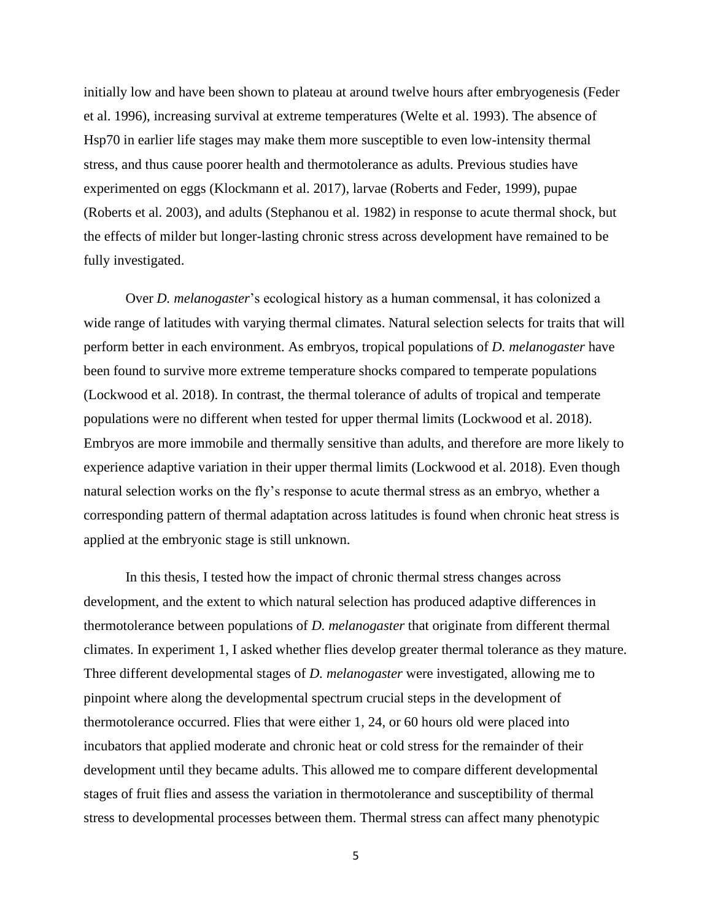initially low and have been shown to plateau at around twelve hours after embryogenesis (Feder et al. 1996), increasing survival at extreme temperatures (Welte et al. 1993). The absence of Hsp70 in earlier life stages may make them more susceptible to even low-intensity thermal stress, and thus cause poorer health and thermotolerance as adults. Previous studies have experimented on eggs (Klockmann et al. 2017), larvae (Roberts and Feder, 1999), pupae (Roberts et al. 2003), and adults (Stephanou et al. 1982) in response to acute thermal shock, but the effects of milder but longer-lasting chronic stress across development have remained to be fully investigated.

Over *D. melanogaster*'s ecological history as a human commensal, it has colonized a wide range of latitudes with varying thermal climates. Natural selection selects for traits that will perform better in each environment. As embryos, tropical populations of *D. melanogaster* have been found to survive more extreme temperature shocks compared to temperate populations (Lockwood et al. 2018). In contrast, the thermal tolerance of adults of tropical and temperate populations were no different when tested for upper thermal limits (Lockwood et al. 2018). Embryos are more immobile and thermally sensitive than adults, and therefore are more likely to experience adaptive variation in their upper thermal limits (Lockwood et al. 2018). Even though natural selection works on the fly's response to acute thermal stress as an embryo, whether a corresponding pattern of thermal adaptation across latitudes is found when chronic heat stress is applied at the embryonic stage is still unknown.

In this thesis, I tested how the impact of chronic thermal stress changes across development, and the extent to which natural selection has produced adaptive differences in thermotolerance between populations of *D. melanogaster* that originate from different thermal climates. In experiment 1, I asked whether flies develop greater thermal tolerance as they mature. Three different developmental stages of *D. melanogaster* were investigated, allowing me to pinpoint where along the developmental spectrum crucial steps in the development of thermotolerance occurred. Flies that were either 1, 24, or 60 hours old were placed into incubators that applied moderate and chronic heat or cold stress for the remainder of their development until they became adults. This allowed me to compare different developmental stages of fruit flies and assess the variation in thermotolerance and susceptibility of thermal stress to developmental processes between them. Thermal stress can affect many phenotypic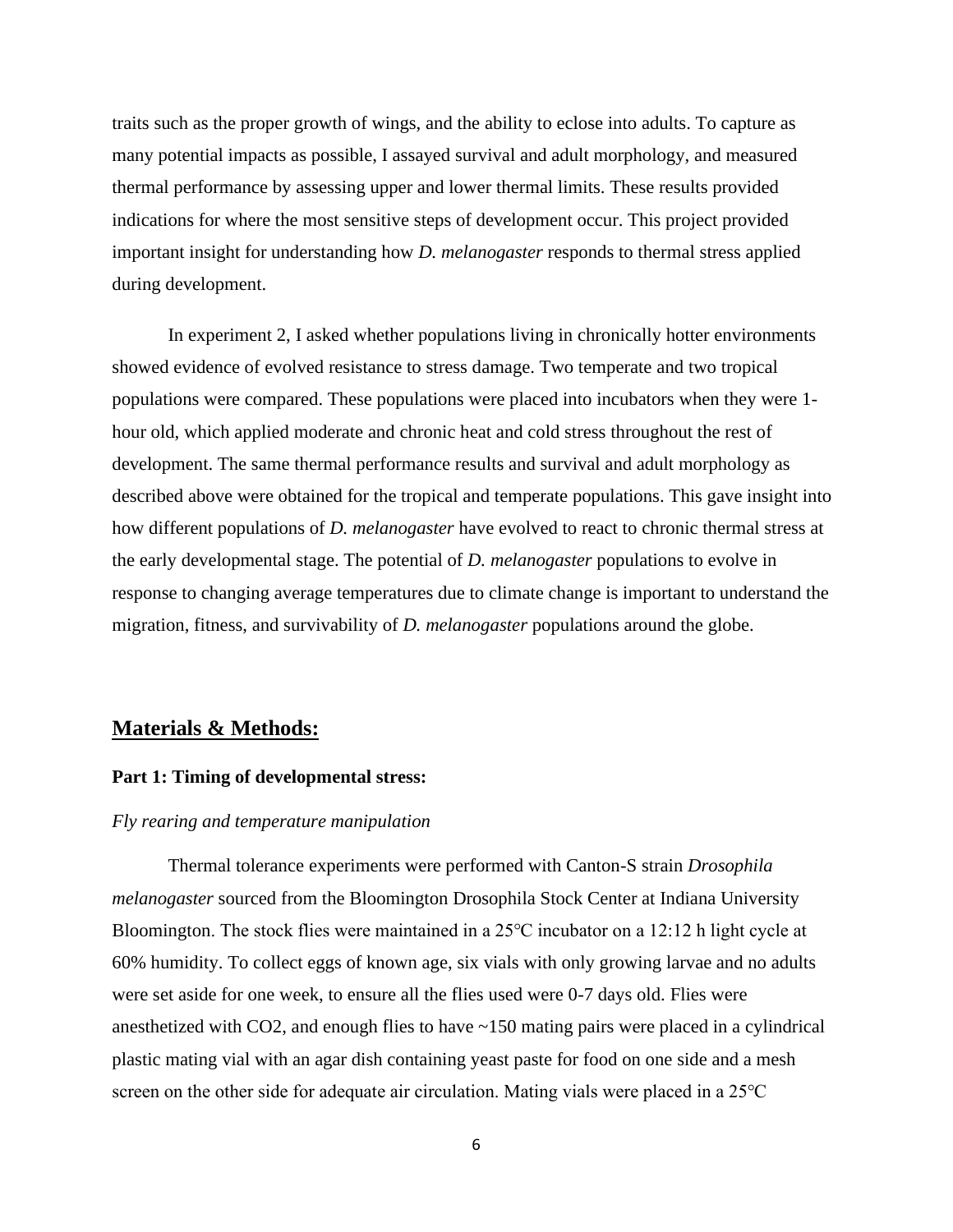traits such as the proper growth of wings, and the ability to eclose into adults. To capture as many potential impacts as possible, I assayed survival and adult morphology, and measured thermal performance by assessing upper and lower thermal limits. These results provided indications for where the most sensitive steps of development occur. This project provided important insight for understanding how *D. melanogaster* responds to thermal stress applied during development.

In experiment 2, I asked whether populations living in chronically hotter environments showed evidence of evolved resistance to stress damage. Two temperate and two tropical populations were compared. These populations were placed into incubators when they were 1-hour old, which applied moderate and chronic heat and cold stress throughout the rest of development. The same thermal performance results and survival and adult morphology as described above were obtained for the tropical and temperate populations. This gave insight into how different populations of *D. melanogaster* have evolved to react to chronic thermal stress at the early developmental stage. The potential of *D. melanogaster* populations to evolve in response to changing average temperatures due to climate change is important to understand the migration, fitness, and survivability of *D. melanogaster* populations around the globe.

## Materials & Methods:

### Part 1: Timing of developmental stress:

*Fly rearing and temperature manipulation*

Thermal tolerance experiments were performed with Canton-S strain *Drosophila melanogaster* sourced from the Bloomington Drosophila Stock Center at Indiana University Bloomington. The stock flies were maintained in a 25℃ incubator on a 12:12 h light cycle at 60% humidity. To collect eggs of known age, six vials with only growing larvae and no adults were set aside for one week, to ensure all the flies used were 0-7 days old. Flies were anesthetized with $CO_2$, and enough flies to have ~150 mating pairs were placed in a cylindrical plastic mating vial with an agar dish containing yeast paste for food on one side and a mesh screen on the other side for adequate air circulation. Mating vials were placed in a 25℃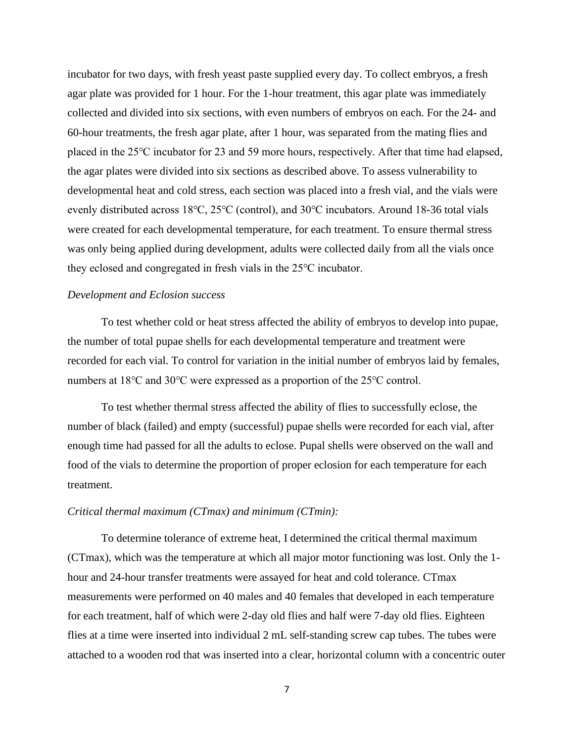incubator for two days, with fresh yeast paste supplied every day. To collect embryos, a fresh agar plate was provided for 1 hour. For the 1-hour treatment, this agar plate was immediately collected and divided into six sections, with even numbers of embryos on each. For the 24- and 60-hour treatments, the fresh agar plate, after 1 hour, was separated from the mating flies and placed in the 25℃ incubator for 23 and 59 more hours, respectively. After that time had elapsed, the agar plates were divided into six sections as described above. To assess vulnerability to developmental heat and cold stress, each section was placed into a fresh vial, and the vials were evenly distributed across 18℃, 25℃ (control), and 30℃ incubators. Around 18-36 total vials were created for each developmental temperature, for each treatment. To ensure thermal stress was only being applied during development, adults were collected daily from all the vials once they eclosed and congregated in fresh vials in the 25℃ incubator.

*Development and Eclosion success*

To test whether cold or heat stress affected the ability of embryos to develop into pupae, the number of total pupae shells for each developmental temperature and treatment were recorded for each vial. To control for variation in the initial number of embryos laid by females, numbers at 18℃ and 30℃ were expressed as a proportion of the 25℃ control.

To test whether thermal stress affected the ability of flies to successfully eclose, the number of black (failed) and empty (successful) pupae shells were recorded for each vial, after enough time had passed for all the adults to eclose. Pupal shells were observed on the wall and food of the vials to determine the proportion of proper eclosion for each temperature for each treatment.

*Critical thermal maximum (CTmax) and minimum (CTmin):*

To determine tolerance of extreme heat, I determined the critical thermal maximum (CTmax), which was the temperature at which all major motor functioning was lost. Only the 1-hour and 24-hour transfer treatments were assayed for heat and cold tolerance. CTmax measurements were performed on 40 males and 40 females that developed in each temperature for each treatment, half of which were 2-day old flies and half were 7-day old flies. Eighteen flies at a time were inserted into individual 2 mL self-standing screw cap tubes. The tubes were attached to a wooden rod that was inserted into a clear, horizontal column with a concentric outer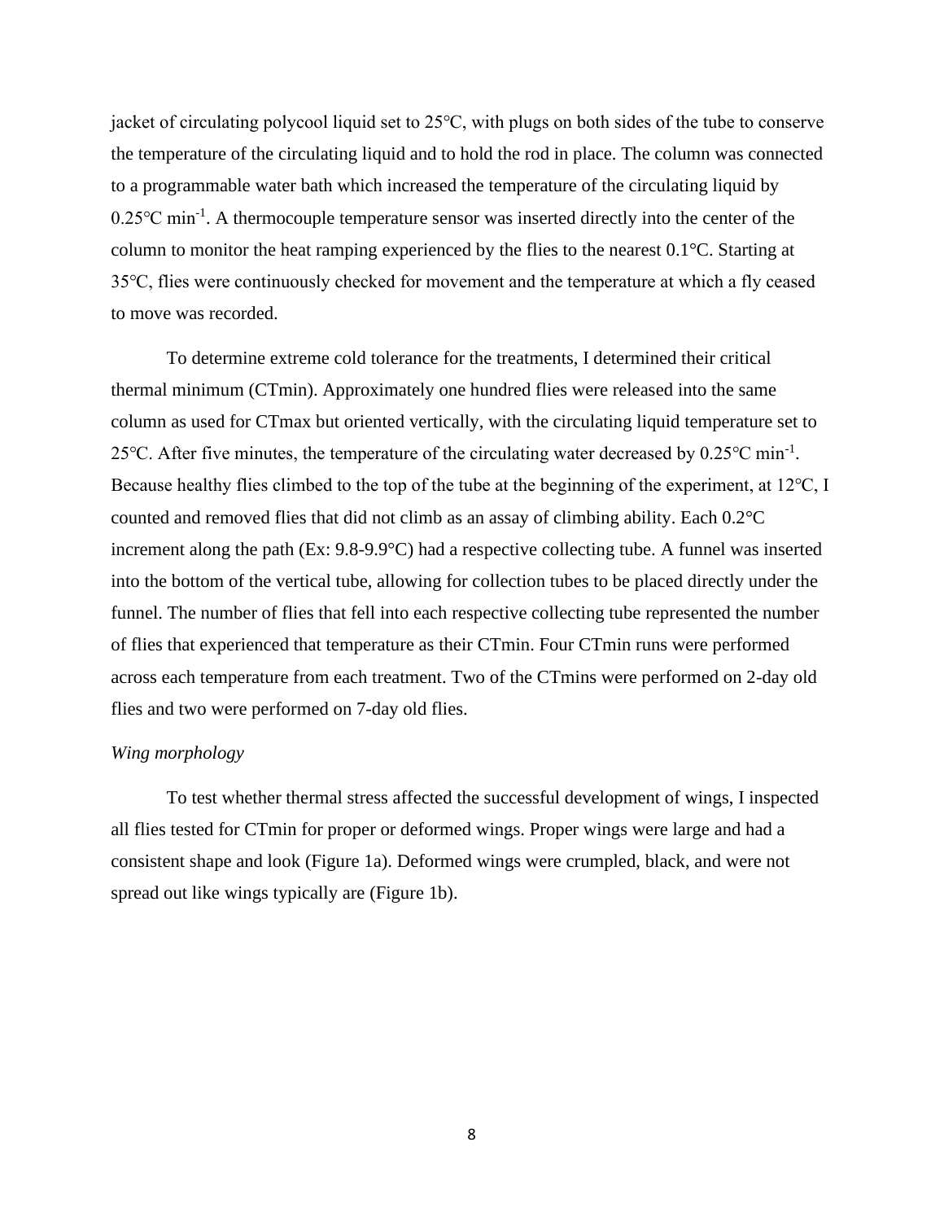jacket of circulating polycool liquid set to 25℃, with plugs on both sides of the tube to conserve the temperature of the circulating liquid and to hold the rod in place. The column was connected to a programmable water bath which increased the temperature of the circulating liquid by 0.25℃ $min^{-1}$. A thermocouple temperature sensor was inserted directly into the center of the column to monitor the heat ramping experienced by the flies to the nearest 0.1°C. Starting at 35℃, flies were continuously checked for movement and the temperature at which a fly ceased to move was recorded.

To determine extreme cold tolerance for the treatments, I determined their critical thermal minimum (CTmin). Approximately one hundred flies were released into the same column as used for CTmax but oriented vertically, with the circulating liquid temperature set to 25℃. After five minutes, the temperature of the circulating water decreased by 0.25℃ $min^{-1}$. Because healthy flies climbed to the top of the tube at the beginning of the experiment, at 12℃, I counted and removed flies that did not climb as an assay of climbing ability. Each 0.2°C increment along the path (Ex: 9.8-9.9°C) had a respective collecting tube. A funnel was inserted into the bottom of the vertical tube, allowing for collection tubes to be placed directly under the funnel. The number of flies that fell into each respective collecting tube represented the number of flies that experienced that temperature as their CTmin. Four CTmin runs were performed across each temperature from each treatment. Two of the CTmins were performed on 2-day old flies and two were performed on 7-day old flies.

*Wing morphology*

To test whether thermal stress affected the successful development of wings, I inspected all flies tested for CTmin for proper or deformed wings. Proper wings were large and had a consistent shape and look (Figure 1a). Deformed wings were crumpled, black, and were not spread out like wings typically are (Figure 1b).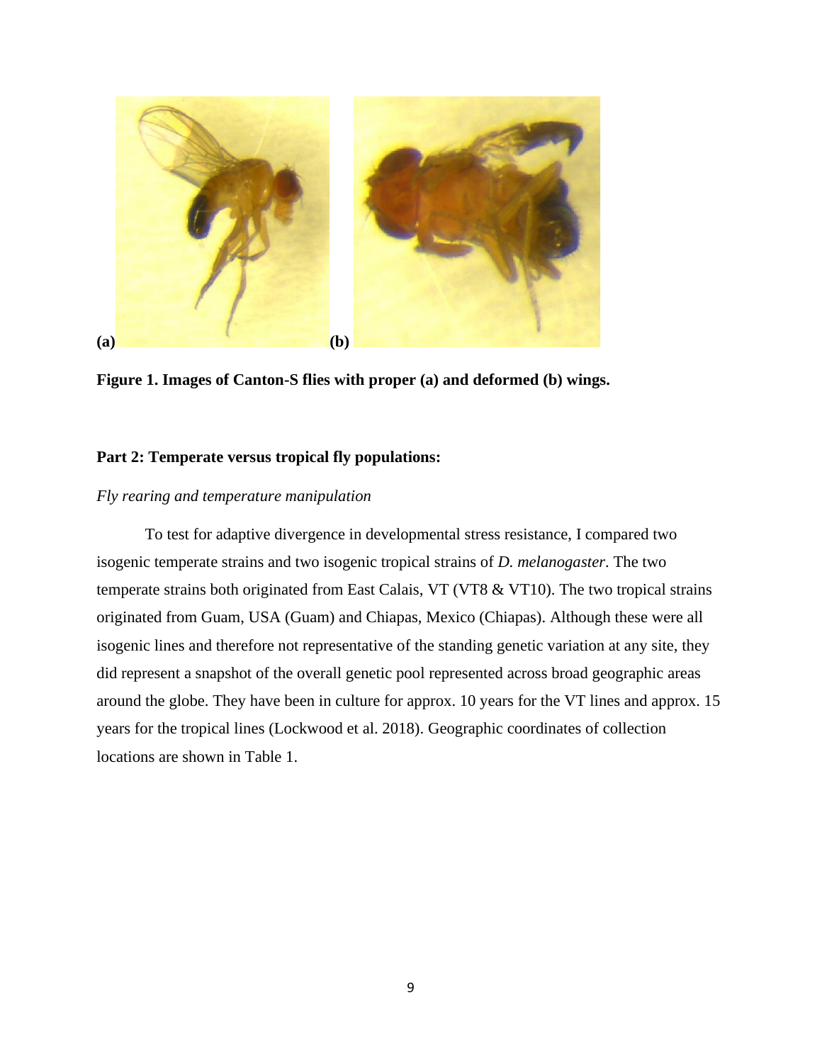(a) (b)

**Figure 1. Images of Canton-S flies with proper (a) and deformed (b) wings.**

**Part 2: Temperate versus tropical fly populations:**

*Fly rearing and temperature manipulation*

To test for adaptive divergence in developmental stress resistance, I compared two isogenic temperate strains and two isogenic tropical strains of *D. melanogaster*. The two temperate strains both originated from East Calais, VT (VT8 & VT10). The two tropical strains originated from Guam, USA (Guam) and Chiapas, Mexico (Chiapas). Although these were all isogenic lines and therefore not representative of the standing genetic variation at any site, they did represent a snapshot of the overall genetic pool represented across broad geographic areas around the globe. They have been in culture for approx. 10 years for the VT lines and approx. 15 years for the tropical lines (Lockwood et al. 2018). Geographic coordinates of collection locations are shown in Table 1.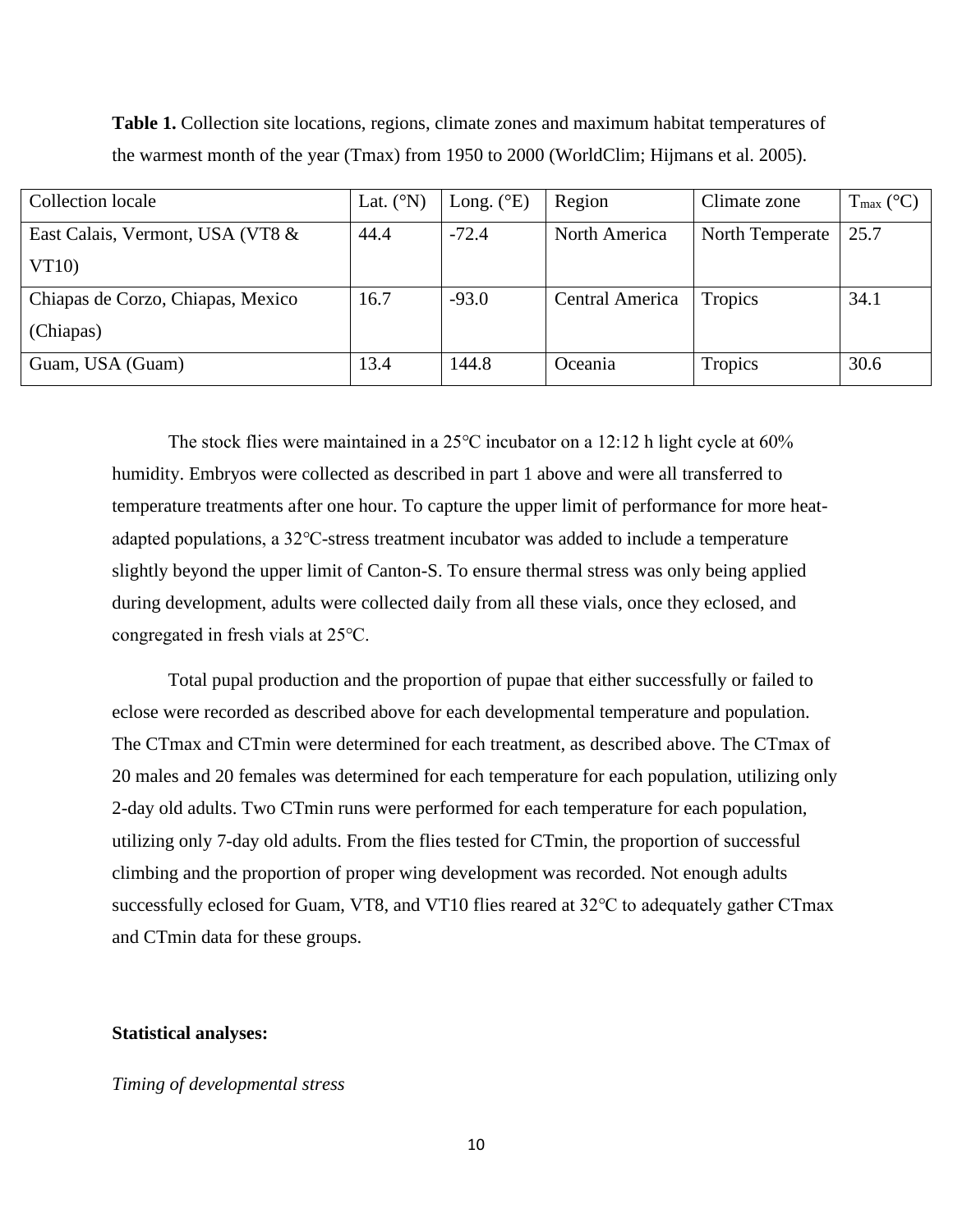**Table 1.** Collection site locations, regions, climate zones and maximum habitat temperatures of the warmest month of the year (Tmax) from 1950 to 2000 (WorldClim; Hijmans et al. 2005).

| Collection locale | Lat. (°N) | Long. (°E) | Region | Climate zone | $T_{max}$ (°C) |
|---|---|---|---|---|---|
| East Calais, Vermont, USA (VT8 & VT10) | 44.4 | -72.4 | North America | North Temperate | 25.7 |
| Chiapas de Corzo, Chiapas, Mexico (Chiapas) | 16.7 | -93.0 | Central America | Tropics | 34.1 |
| Guam, USA (Guam) | 13.4 | 144.8 | Oceania | Tropics | 30.6 |

The stock flies were maintained in a 25°C incubator on a 12:12 h light cycle at 60% humidity. Embryos were collected as described in part 1 above and were all transferred to temperature treatments after one hour. To capture the upper limit of performance for more heat-adapted populations, a 32°C-stress treatment incubator was added to include a temperature slightly beyond the upper limit of Canton-S. To ensure thermal stress was only being applied during development, adults were collected daily from all these vials, once they eclosed, and congregated in fresh vials at 25°C.

Total pupal production and the proportion of pupae that either successfully or failed to eclose were recorded as described above for each developmental temperature and population. The CTmax and CTmin were determined for each treatment, as described above. The CTmax of 20 males and 20 females was determined for each temperature for each population, utilizing only 2-day old adults. Two CTmin runs were performed for each temperature for each population, utilizing only 7-day old adults. From the flies tested for CTmin, the proportion of successful climbing and the proportion of proper wing development was recorded. Not enough adults successfully eclosed for Guam, VT8, and VT10 flies reared at 32°C to adequately gather CTmax and CTmin data for these groups.

**Statistical analyses:**

*Timing of developmental stress*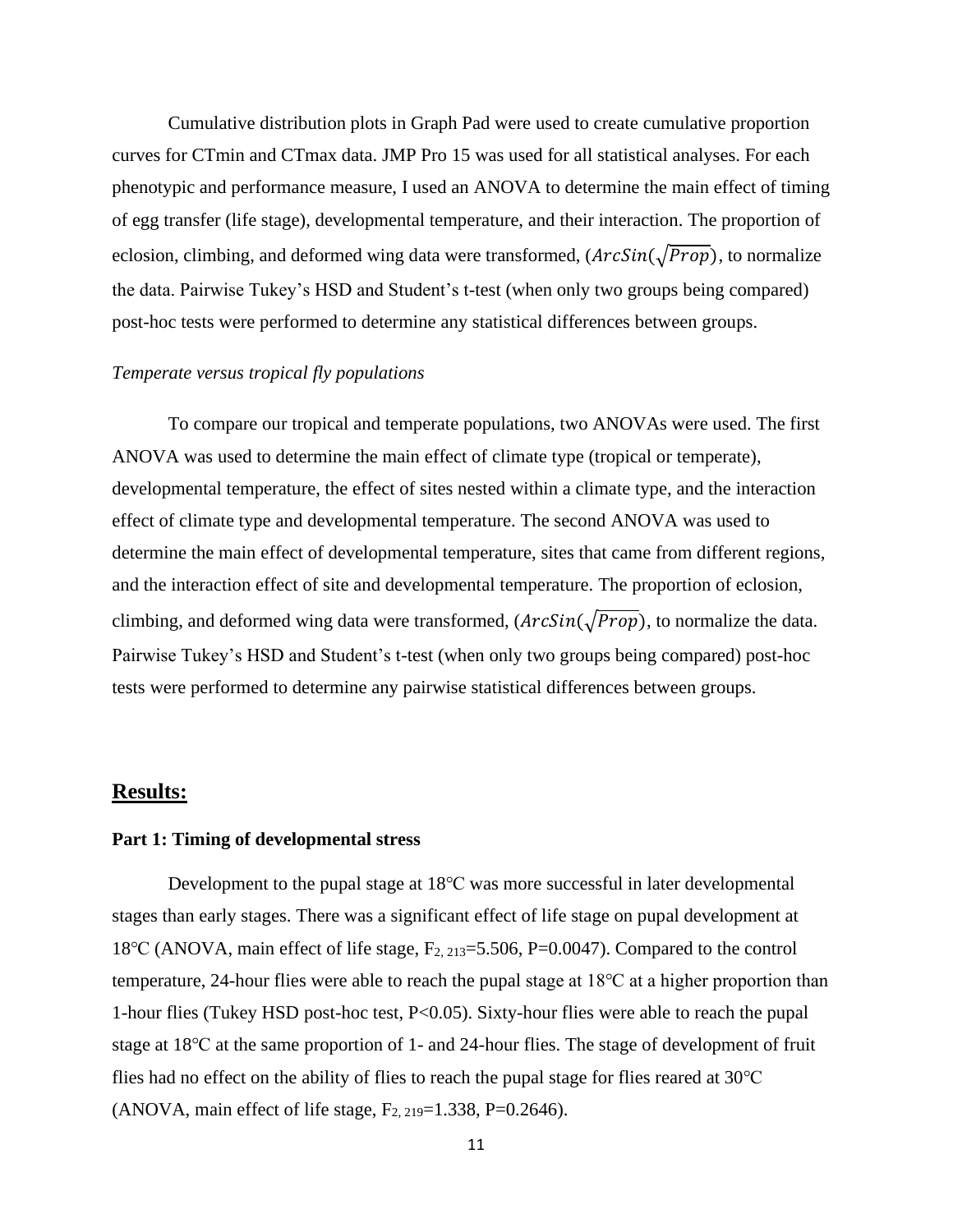Cumulative distribution plots in Graph Pad were used to create cumulative proportion curves for CTmin and CTmax data. JMP Pro 15 was used for all statistical analyses. For each phenotypic and performance measure, I used an ANOVA to determine the main effect of timing of egg transfer (life stage), developmental temperature, and their interaction. The proportion of eclosion, climbing, and deformed wing data were transformed, ($ArcSin(\sqrt{Prop})$, to normalize the data. Pairwise Tukey's HSD and Student's t-test (when only two groups being compared) post-hoc tests were performed to determine any statistical differences between groups.

*Temperate versus tropical fly populations*

To compare our tropical and temperate populations, two ANOVAs were used. The first ANOVA was used to determine the main effect of climate type (tropical or temperate), developmental temperature, the effect of sites nested within a climate type, and the interaction effect of climate type and developmental temperature. The second ANOVA was used to determine the main effect of developmental temperature, sites that came from different regions, and the interaction effect of site and developmental temperature. The proportion of eclosion, climbing, and deformed wing data were transformed, ($ArcSin(\sqrt{Prop})$, to normalize the data. Pairwise Tukey's HSD and Student's t-test (when only two groups being compared) post-hoc tests were performed to determine any pairwise statistical differences between groups.

## Results:

### Part 1: Timing of developmental stress

Development to the pupal stage at 18°C was more successful in later developmental stages than early stages. There was a significant effect of life stage on pupal development at 18°C (ANOVA, main effect of life stage, $F_{2, 213}=5.506$, $P=0.0047$). Compared to the control temperature, 24-hour flies were able to reach the pupal stage at 18°C at a higher proportion than 1-hour flies (Tukey HSD post-hoc test, $P<0.05$). Sixty-hour flies were able to reach the pupal stage at 18°C at the same proportion of 1- and 24-hour flies. The stage of development of fruit flies had no effect on the ability of flies to reach the pupal stage for flies reared at 30°C (ANOVA, main effect of life stage, $F_{2, 219}=1.338$, $P=0.2646$).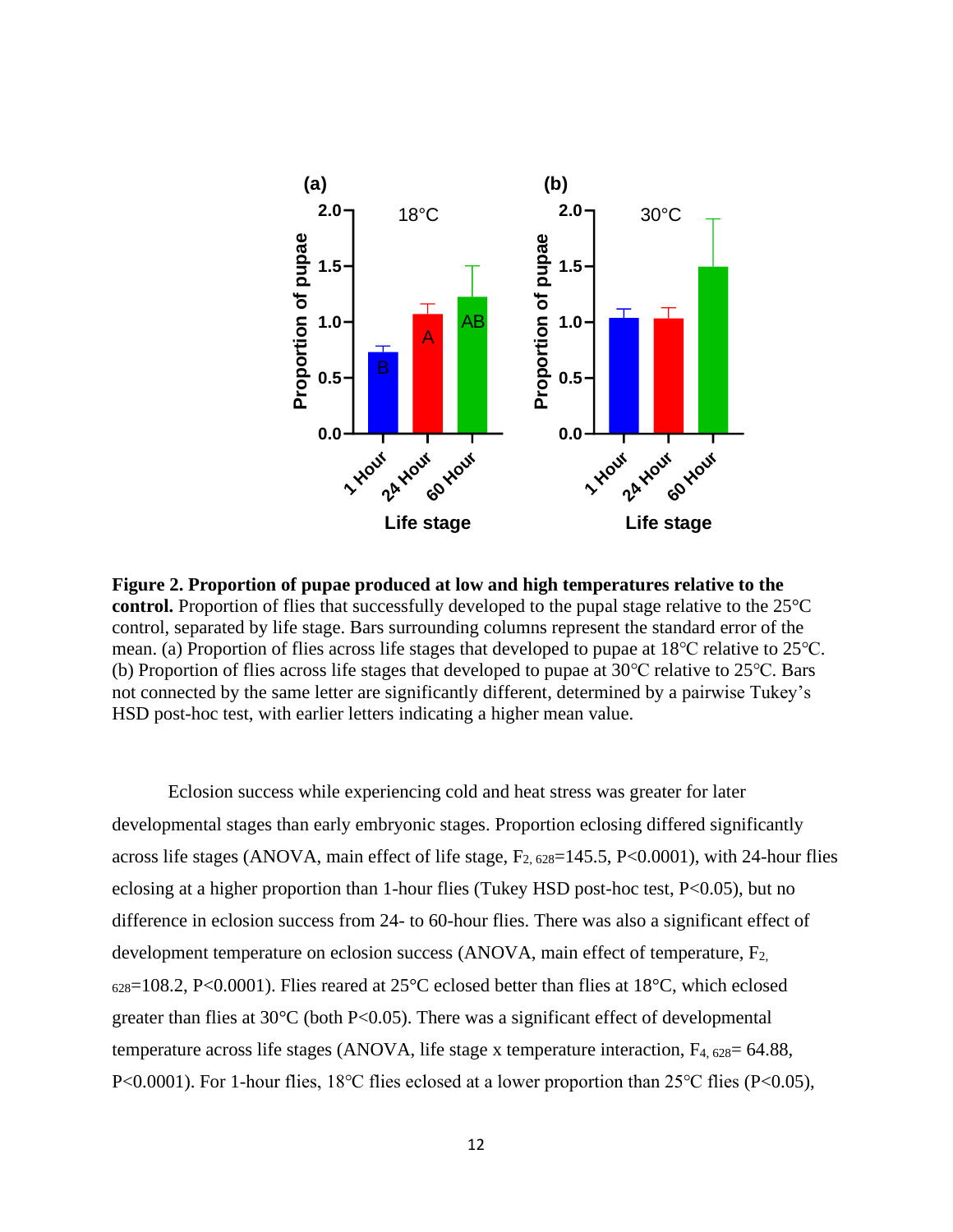**Figure 2. Proportion of pupae produced at low and high temperatures relative to the control.** Proportion of flies that successfully developed to the pupal stage relative to the 25°C control, separated by life stage. Bars surrounding columns represent the standard error of the mean. (a) Proportion of flies across life stages that developed to pupae at 18°C relative to 25°C. (b) Proportion of flies across life stages that developed to pupae at 30°C relative to 25°C. Bars not connected by the same letter are significantly different, determined by a pairwise Tukey's HSD post-hoc test, with earlier letters indicating a higher mean value.

Eclosion success while experiencing cold and heat stress was greater for later developmental stages than early embryonic stages. Proportion eclosing differed significantly across life stages (ANOVA, main effect of life stage, $F_{2, 628}$=145.5, $P<0.0001$), with 24-hour flies eclosing at a higher proportion than 1-hour flies (Tukey HSD post-hoc test, $P<0.05$), but no difference in eclosion success from 24- to 60-hour flies. There was also a significant effect of development temperature on eclosion success (ANOVA, main effect of temperature, $F_{2, 628}$=108.2, $P<0.0001$). Flies reared at 25°C eclosed better than flies at 18°C, which eclosed greater than flies at 30°C (both $P<0.05$). There was a significant effect of developmental temperature across life stages (ANOVA, life stage x temperature interaction, $F_{4, 628}$= 64.88, $P<0.0001$). For 1-hour flies, 18°C flies eclosed at a lower proportion than 25°C flies ($P<0.05$),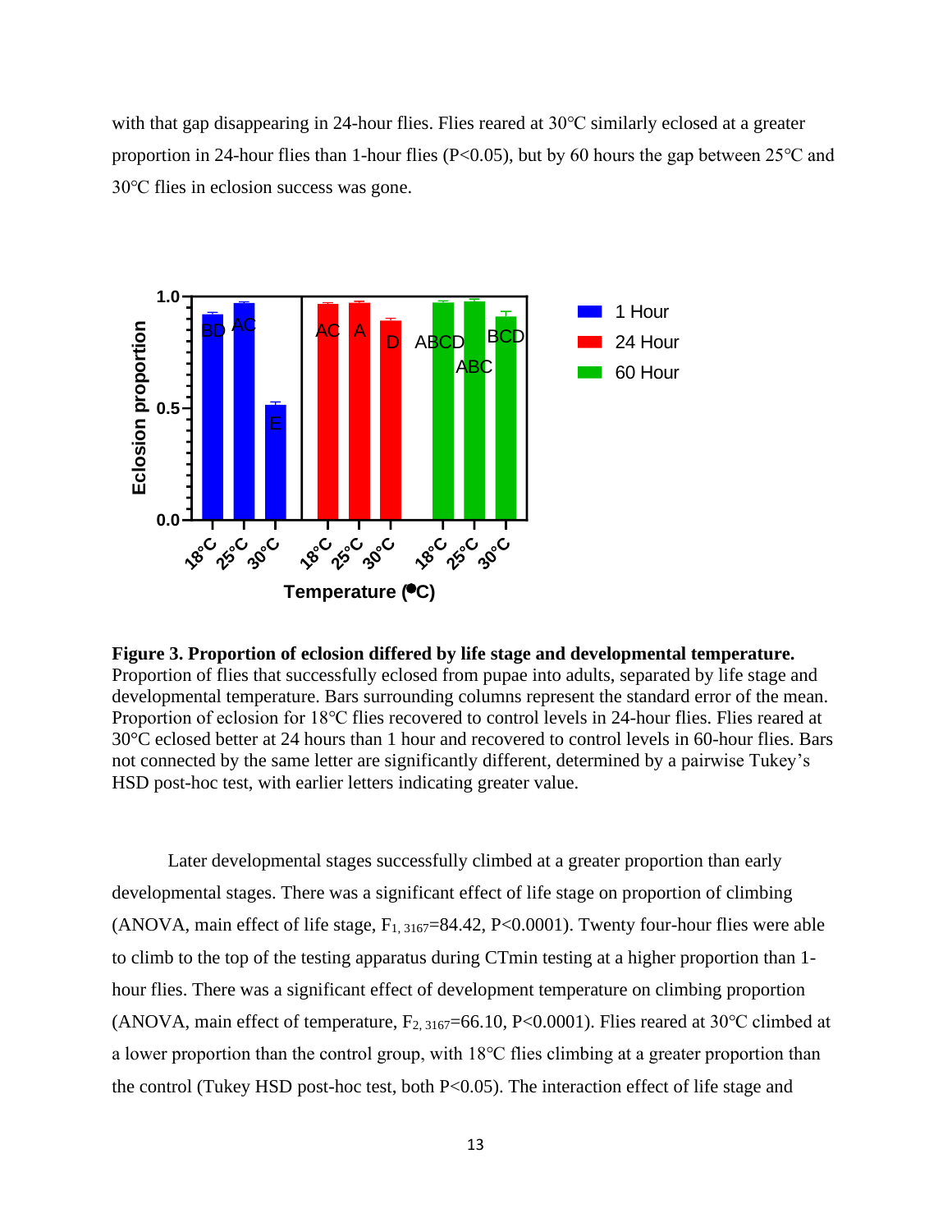with that gap disappearing in 24-hour flies. Flies reared at 30℃ similarly eclosed at a greater proportion in 24-hour flies than 1-hour flies (P<0.05), but by 60 hours the gap between 25℃ and 30℃ flies in eclosion success was gone.

**Figure 3. Proportion of eclosion differed by life stage and developmental temperature.** Proportion of flies that successfully eclosed from pupae into adults, separated by life stage and developmental temperature. Bars surrounding columns represent the standard error of the mean. Proportion of eclosion for 18℃ flies recovered to control levels in 24-hour flies. Flies reared at 30℃ eclosed better at 24 hours than 1 hour and recovered to control levels in 60-hour flies. Bars not connected by the same letter are significantly different, determined by a pairwise Tukey's HSD post-hoc test, with earlier letters indicating greater value.

Later developmental stages successfully climbed at a greater proportion than early developmental stages. There was a significant effect of life stage on proportion of climbing (ANOVA, main effect of life stage, $F_{1, 3167}$=84.42, P<0.0001). Twenty four-hour flies were able to climb to the top of the testing apparatus during CTmin testing at a higher proportion than 1-hour flies. There was a significant effect of development temperature on climbing proportion (ANOVA, main effect of temperature, $F_{2, 3167}$=66.10, P<0.0001). Flies reared at 30℃ climbed at a lower proportion than the control group, with 18℃ flies climbing at a greater proportion than the control (Tukey HSD post-hoc test, both P<0.05). The interaction effect of life stage and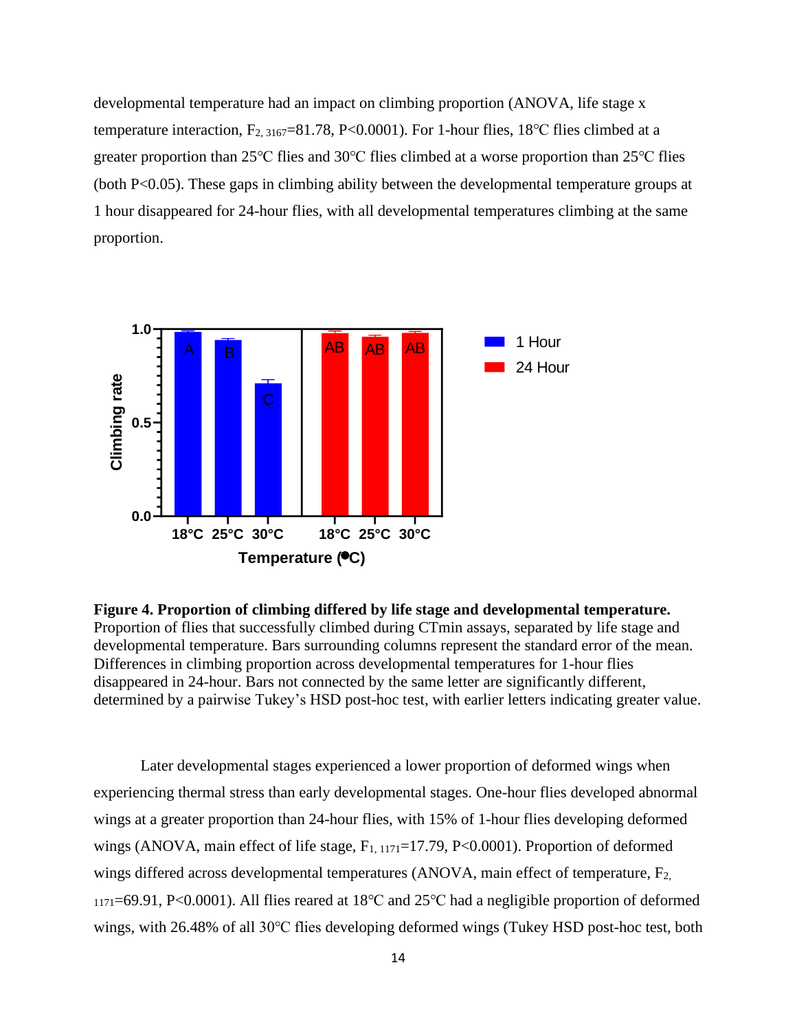developmental temperature had an impact on climbing proportion (ANOVA, life stage x temperature interaction, $F_{2, 3167}=81.78$, $P<0.0001$). For 1-hour flies, 18℃ flies climbed at a greater proportion than 25℃ flies and 30℃ flies climbed at a worse proportion than 25℃ flies (both $P<0.05$). These gaps in climbing ability between the developmental temperature groups at 1 hour disappeared for 24-hour flies, with all developmental temperatures climbing at the same proportion.

**Figure 4. Proportion of climbing differed by life stage and developmental temperature.** Proportion of flies that successfully climbed during CTmin assays, separated by life stage and developmental temperature. Bars surrounding columns represent the standard error of the mean. Differences in climbing proportion across developmental temperatures for 1-hour flies disappeared in 24-hour. Bars not connected by the same letter are significantly different, determined by a pairwise Tukey's HSD post-hoc test, with earlier letters indicating greater value.

Later developmental stages experienced a lower proportion of deformed wings when experiencing thermal stress than early developmental stages. One-hour flies developed abnormal wings at a greater proportion than 24-hour flies, with 15% of 1-hour flies developing deformed wings (ANOVA, main effect of life stage, $F_{1, 1171}=17.79$, $P<0.0001$). Proportion of deformed wings differed across developmental temperatures (ANOVA, main effect of temperature, $F_{2, 1171}=69.91$, $P<0.0001$). All flies reared at 18℃ and 25℃ had a negligible proportion of deformed wings, with 26.48% of all 30℃ flies developing deformed wings (Tukey HSD post-hoc test, both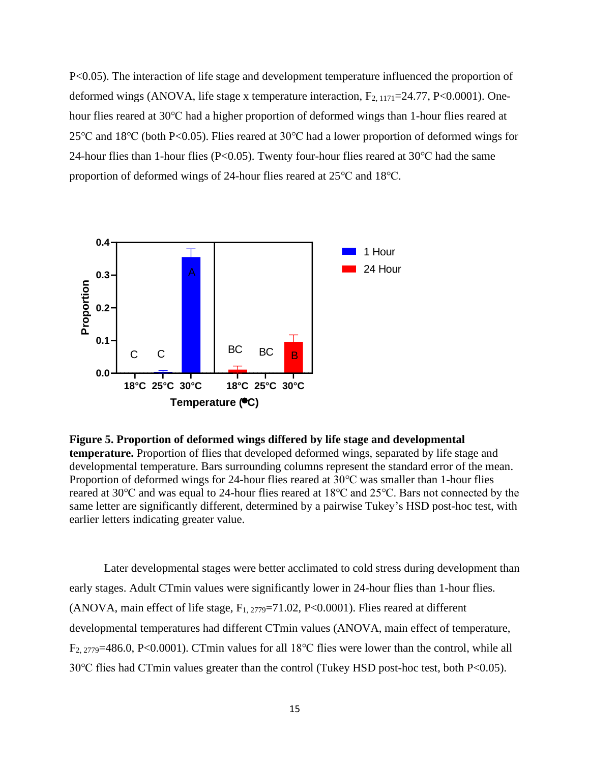P<0.05). The interaction of life stage and development temperature influenced the proportion of deformed wings (ANOVA, life stage x temperature interaction, $F_{2, 1171}=24.77$, P<0.0001). One-hour flies reared at 30°C had a higher proportion of deformed wings than 1-hour flies reared at 25°C and 18°C (both P<0.05). Flies reared at 30°C had a lower proportion of deformed wings for 24-hour flies than 1-hour flies (P<0.05). Twenty four-hour flies reared at 30°C had the same proportion of deformed wings of 24-hour flies reared at 25°C and 18°C.

**Figure 5. Proportion of deformed wings differed by life stage and developmental temperature.** Proportion of flies that developed deformed wings, separated by life stage and developmental temperature. Bars surrounding columns represent the standard error of the mean. Proportion of deformed wings for 24-hour flies reared at 30°C was smaller than 1-hour flies reared at 30°C and was equal to 24-hour flies reared at 18°C and 25°C. Bars not connected by the same letter are significantly different, determined by a pairwise Tukey's HSD post-hoc test, with earlier letters indicating greater value.

Later developmental stages were better acclimated to cold stress during development than early stages. Adult CTmin values were significantly lower in 24-hour flies than 1-hour flies. (ANOVA, main effect of life stage, $F_{1, 2779}=71.02$, P<0.0001). Flies reared at different developmental temperatures had different CTmin values (ANOVA, main effect of temperature, $F_{2, 2779}=486.0$, P<0.0001). CTmin values for all 18°C flies were lower than the control, while all 30°C flies had CTmin values greater than the control (Tukey HSD post-hoc test, both P<0.05).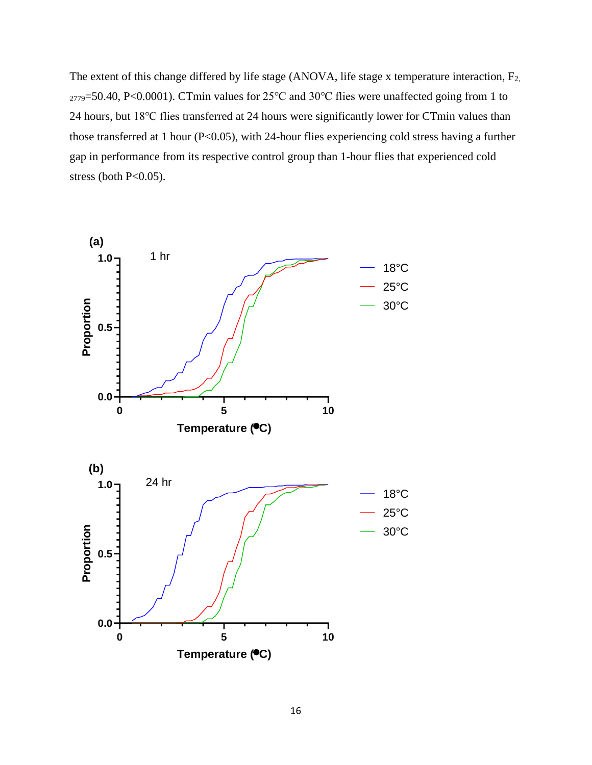The extent of this change differed by life stage (ANOVA, life stage x temperature interaction, $F_{2, 2779}$=50.40, P<0.0001). CTmin values for 25℃ and 30℃ flies were unaffected going from 1 to 24 hours, but 18℃ flies transferred at 24 hours were significantly lower for CTmin values than those transferred at 1 hour (P<0.05), with 24-hour flies experiencing cold stress having a further gap in performance from its respective control group than 1-hour flies that experienced cold stress (both P<0.05).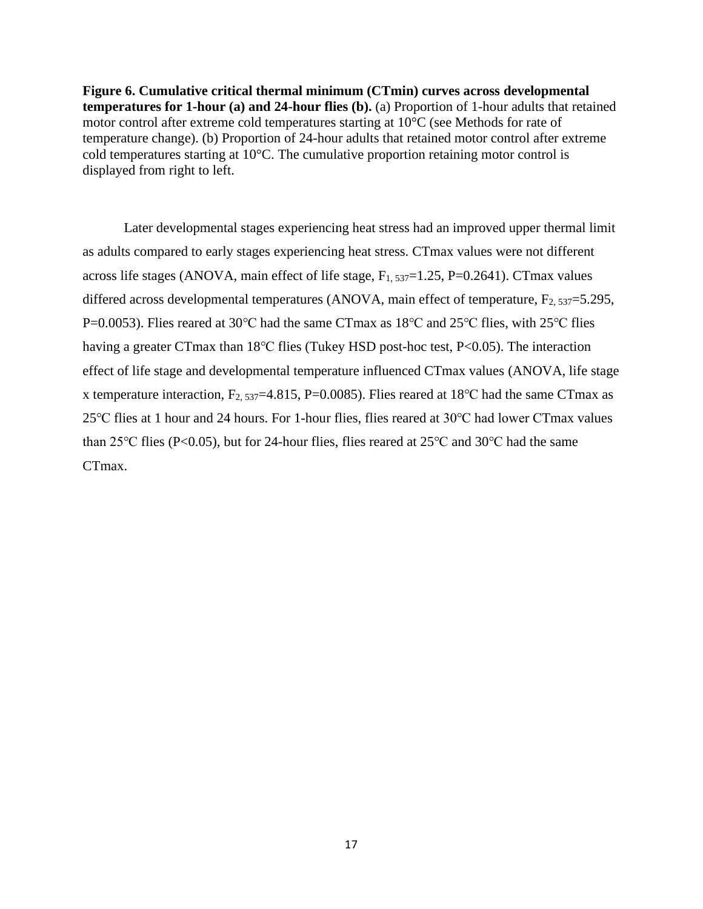**Figure 6. Cumulative critical thermal minimum (CTmin) curves across developmental temperatures for 1-hour (a) and 24-hour flies (b).** (a) Proportion of 1-hour adults that retained motor control after extreme cold temperatures starting at 10°C (see Methods for rate of temperature change). (b) Proportion of 24-hour adults that retained motor control after extreme cold temperatures starting at 10°C. The cumulative proportion retaining motor control is displayed from right to left.

Later developmental stages experiencing heat stress had an improved upper thermal limit as adults compared to early stages experiencing heat stress. CTmax values were not different across life stages (ANOVA, main effect of life stage, $F_{1, 537}$=1.25, P=0.2641). CTmax values differed across developmental temperatures (ANOVA, main effect of temperature, $F_{2, 537}$=5.295, P=0.0053). Flies reared at 30°C had the same CTmax as 18°C and 25°C flies, with 25°C flies having a greater CTmax than 18°C flies (Tukey HSD post-hoc test, P<0.05). The interaction effect of life stage and developmental temperature influenced CTmax values (ANOVA, life stage x temperature interaction, $F_{2, 537}$=4.815, P=0.0085). Flies reared at 18°C had the same CTmax as 25°C flies at 1 hour and 24 hours. For 1-hour flies, flies reared at 30°C had lower CTmax values than 25°C flies (P<0.05), but for 24-hour flies, flies reared at 25°C and 30°C had the same CTmax.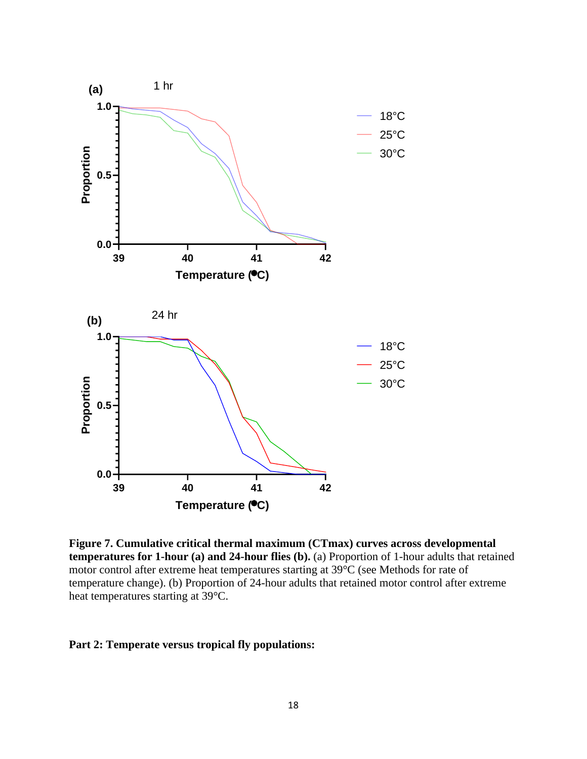**Figure 7. Cumulative critical thermal maximum (CTmax) curves across developmental temperatures for 1-hour (a) and 24-hour flies (b).** (a) Proportion of 1-hour adults that retained motor control after extreme heat temperatures starting at 39°C (see Methods for rate of temperature change). (b) Proportion of 24-hour adults that retained motor control after extreme heat temperatures starting at 39°C.

**Part 2: Temperate versus tropical fly populations:**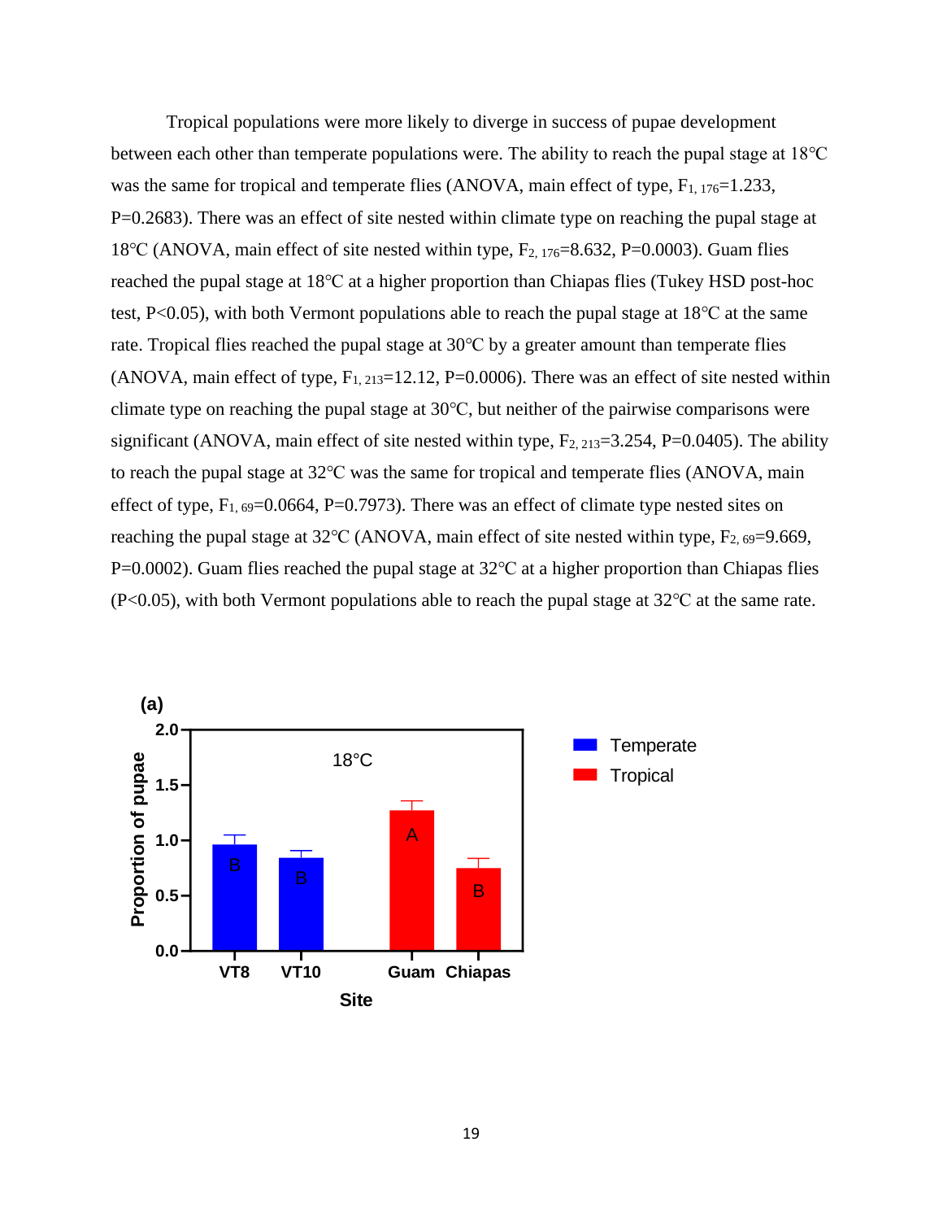Tropical populations were more likely to diverge in success of pupae development between each other than temperate populations were. The ability to reach the pupal stage at 18°C was the same for tropical and temperate flies (ANOVA, main effect of type, $F_{1, 176}$=1.233, P=0.2683). There was an effect of site nested within climate type on reaching the pupal stage at 18°C (ANOVA, main effect of site nested within type, $F_{2, 176}$=8.632, P=0.0003). Guam flies reached the pupal stage at 18°C at a higher proportion than Chiapas flies (Tukey HSD post-hoc test, P<0.05), with both Vermont populations able to reach the pupal stage at 18°C at the same rate. Tropical flies reached the pupal stage at 30°C by a greater amount than temperate flies (ANOVA, main effect of type, $F_{1, 213}$=12.12, P=0.0006). There was an effect of site nested within climate type on reaching the pupal stage at 30°C, but neither of the pairwise comparisons were significant (ANOVA, main effect of site nested within type, $F_{2, 213}$=3.254, P=0.0405). The ability to reach the pupal stage at 32°C was the same for tropical and temperate flies (ANOVA, main effect of type, $F_{1, 69}$=0.0664, P=0.7973). There was an effect of climate type nested sites on reaching the pupal stage at 32°C (ANOVA, main effect of site nested within type, $F_{2, 69}$=9.669, P=0.0002). Guam flies reached the pupal stage at 32°C at a higher proportion than Chiapas flies (P<0.05), with both Vermont populations able to reach the pupal stage at 32°C at the same rate.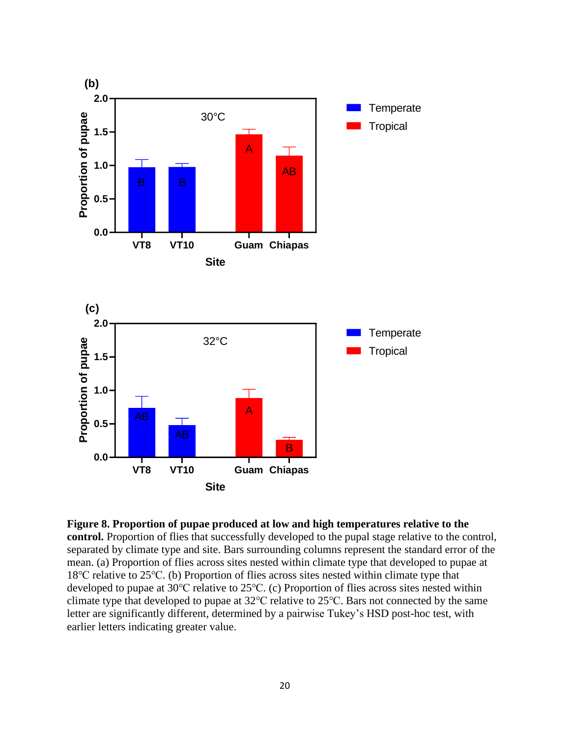**Figure 8. Proportion of pupae produced at low and high temperatures relative to the control.** Proportion of flies that successfully developed to the pupal stage relative to the control, separated by climate type and site. Bars surrounding columns represent the standard error of the mean. (a) Proportion of flies across sites nested within climate type that developed to pupae at 18℃ relative to 25℃. (b) Proportion of flies across sites nested within climate type that developed to pupae at 30℃ relative to 25℃. (c) Proportion of flies across sites nested within climate type that developed to pupae at 32℃ relative to 25℃. Bars not connected by the same letter are significantly different, determined by a pairwise Tukey's HSD post-hoc test, with earlier letters indicating greater value.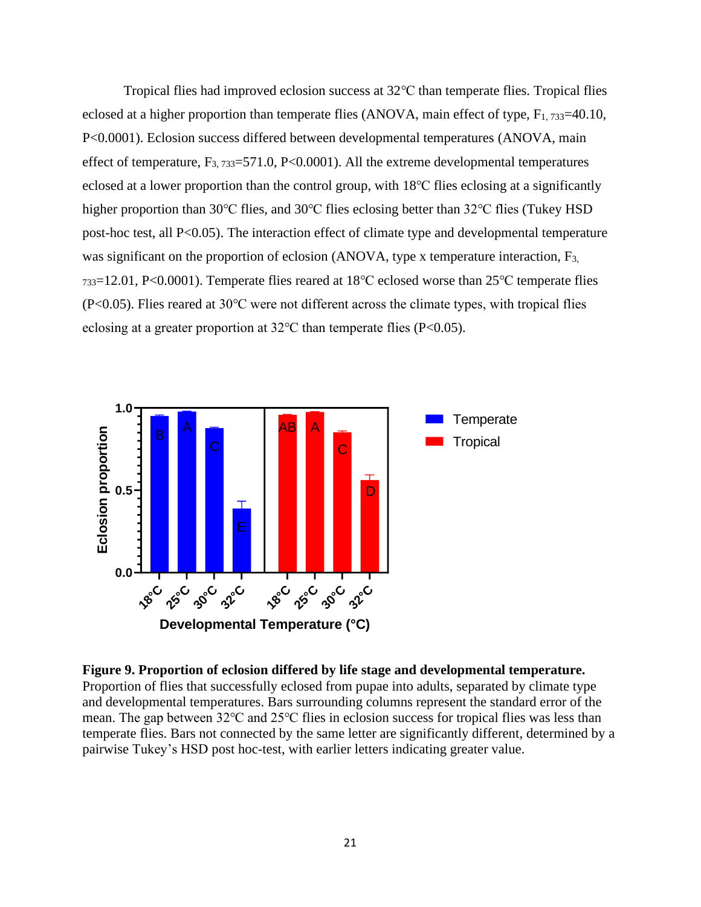Tropical flies had improved eclosion success at 32℃ than temperate flies. Tropical flies eclosed at a higher proportion than temperate flies (ANOVA, main effect of type, $F_{1, 733}$=40.10, P<0.0001). Eclosion success differed between developmental temperatures (ANOVA, main effect of temperature, $F_{3, 733}$=571.0, P<0.0001). All the extreme developmental temperatures eclosed at a lower proportion than the control group, with 18℃ flies eclosing at a significantly higher proportion than 30℃ flies, and 30℃ flies eclosing better than 32℃ flies (Tukey HSD post-hoc test, all P<0.05). The interaction effect of climate type and developmental temperature was significant on the proportion of eclosion (ANOVA, type x temperature interaction, $F_{3, 733}$=12.01, P<0.0001). Temperate flies reared at 18℃ eclosed worse than 25℃ temperate flies (P<0.05). Flies reared at 30℃ were not different across the climate types, with tropical flies eclosing at a greater proportion at 32℃ than temperate flies (P<0.05).

**Figure 9. Proportion of eclosion differed by life stage and developmental temperature.** Proportion of flies that successfully eclosed from pupae into adults, separated by climate type and developmental temperatures. Bars surrounding columns represent the standard error of the mean. The gap between 32℃ and 25℃ flies in eclosion success for tropical flies was less than temperate flies. Bars not connected by the same letter are significantly different, determined by a pairwise Tukey's HSD post hoc-test, with earlier letters indicating greater value.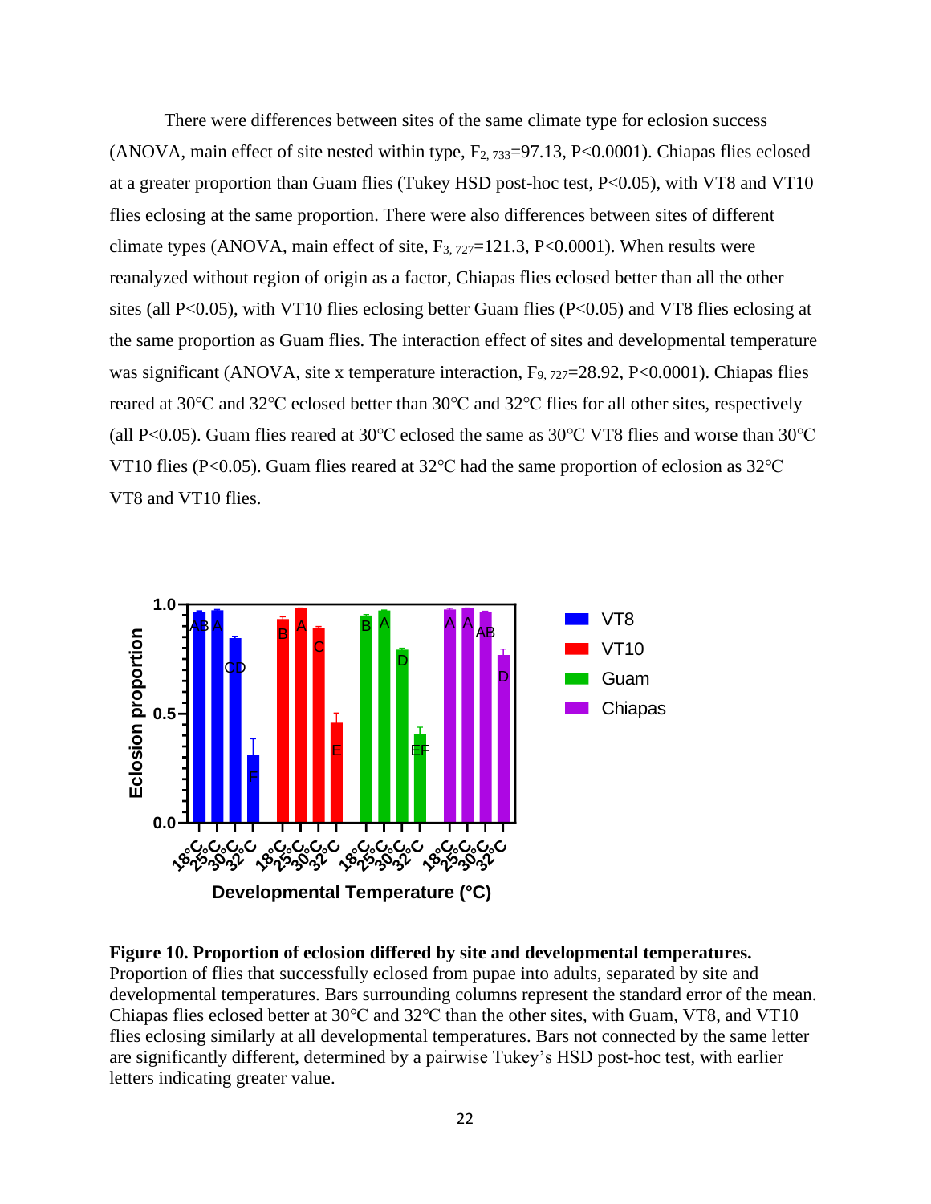There were differences between sites of the same climate type for eclosion success (ANOVA, main effect of site nested within type, $F_{2, 733}$=97.13, P<0.0001). Chiapas flies eclosed at a greater proportion than Guam flies (Tukey HSD post-hoc test, P<0.05), with VT8 and VT10 flies eclosing at the same proportion. There were also differences between sites of different climate types (ANOVA, main effect of site, $F_{3, 727}$=121.3, P<0.0001). When results were reanalyzed without region of origin as a factor, Chiapas flies eclosed better than all the other sites (all P<0.05), with VT10 flies eclosing better Guam flies (P<0.05) and VT8 flies eclosing at the same proportion as Guam flies. The interaction effect of sites and developmental temperature was significant (ANOVA, site x temperature interaction, $F_{9, 727}$=28.92, P<0.0001). Chiapas flies reared at 30℃ and 32℃ eclosed better than 30℃ and 32℃ flies for all other sites, respectively (all P<0.05). Guam flies reared at 30℃ eclosed the same as 30℃ VT8 flies and worse than 30℃ VT10 flies (P<0.05). Guam flies reared at 32℃ had the same proportion of eclosion as 32℃ VT8 and VT10 flies.

**Figure 10. Proportion of eclosion differed by site and developmental temperatures.** Proportion of flies that successfully eclosed from pupae into adults, separated by site and developmental temperatures. Bars surrounding columns represent the standard error of the mean. Chiapas flies eclosed better at 30℃ and 32℃ than the other sites, with Guam, VT8, and VT10 flies eclosing similarly at all developmental temperatures. Bars not connected by the same letter are significantly different, determined by a pairwise Tukey's HSD post-hoc test, with earlier letters indicating greater value.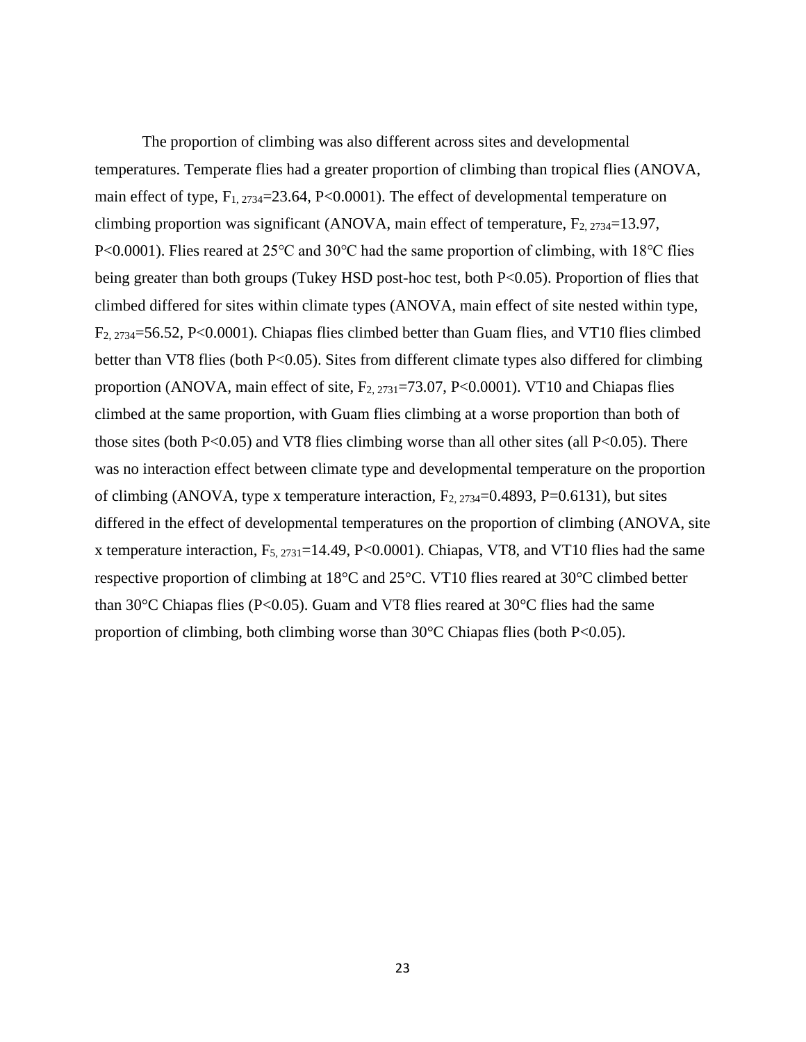The proportion of climbing was also different across sites and developmental temperatures. Temperate flies had a greater proportion of climbing than tropical flies (ANOVA, main effect of type, $F_{1, 2734}$=23.64, P<0.0001). The effect of developmental temperature on climbing proportion was significant (ANOVA, main effect of temperature, $F_{2, 2734}$=13.97, P<0.0001). Flies reared at 25℃ and 30℃ had the same proportion of climbing, with 18℃ flies being greater than both groups (Tukey HSD post-hoc test, both P<0.05). Proportion of flies that climbed differed for sites within climate types (ANOVA, main effect of site nested within type, $F_{2, 2734}$=56.52, P<0.0001). Chiapas flies climbed better than Guam flies, and VT10 flies climbed better than VT8 flies (both P<0.05). Sites from different climate types also differed for climbing proportion (ANOVA, main effect of site, $F_{2, 2731}$=73.07, P<0.0001). VT10 and Chiapas flies climbed at the same proportion, with Guam flies climbing at a worse proportion than both of those sites (both P<0.05) and VT8 flies climbing worse than all other sites (all P<0.05). There was no interaction effect between climate type and developmental temperature on the proportion of climbing (ANOVA, type x temperature interaction, $F_{2, 2734}$=0.4893, P=0.6131), but sites differed in the effect of developmental temperatures on the proportion of climbing (ANOVA, site x temperature interaction, $F_{5, 2731}$=14.49, P<0.0001). Chiapas, VT8, and VT10 flies had the same respective proportion of climbing at 18°C and 25°C. VT10 flies reared at 30°C climbed better than 30°C Chiapas flies (P<0.05). Guam and VT8 flies reared at 30°C flies had the same proportion of climbing, both climbing worse than 30°C Chiapas flies (both P<0.05).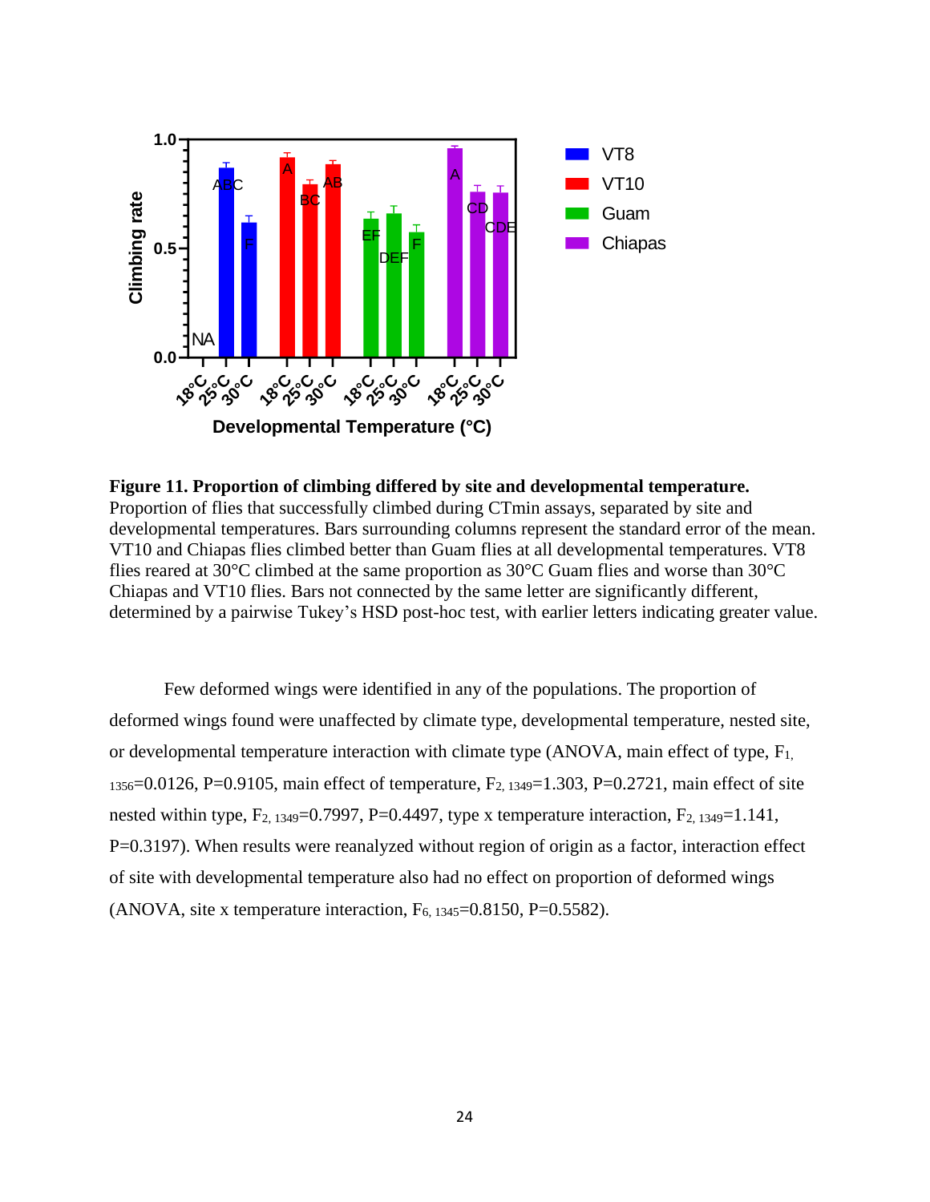**Figure 11. Proportion of climbing differed by site and developmental temperature.** Proportion of flies that successfully climbed during CTmin assays, separated by site and developmental temperatures. Bars surrounding columns represent the standard error of the mean. VT10 and Chiapas flies climbed better than Guam flies at all developmental temperatures. VT8 flies reared at 30°C climbed at the same proportion as 30°C Guam flies and worse than 30°C Chiapas and VT10 flies. Bars not connected by the same letter are significantly different, determined by a pairwise Tukey's HSD post-hoc test, with earlier letters indicating greater value.

Few deformed wings were identified in any of the populations. The proportion of deformed wings found were unaffected by climate type, developmental temperature, nested site, or developmental temperature interaction with climate type (ANOVA, main effect of type, $F_{1, 1356}$=0.0126, P=0.9105, main effect of temperature, $F_{2, 1349}$=1.303, P=0.2721, main effect of site nested within type, $F_{2, 1349}$=0.7997, P=0.4497, type x temperature interaction, $F_{2, 1349}$=1.141, P=0.3197). When results were reanalyzed without region of origin as a factor, interaction effect of site with developmental temperature also had no effect on proportion of deformed wings (ANOVA, site x temperature interaction, $F_{6, 1345}$=0.8150, P=0.5582).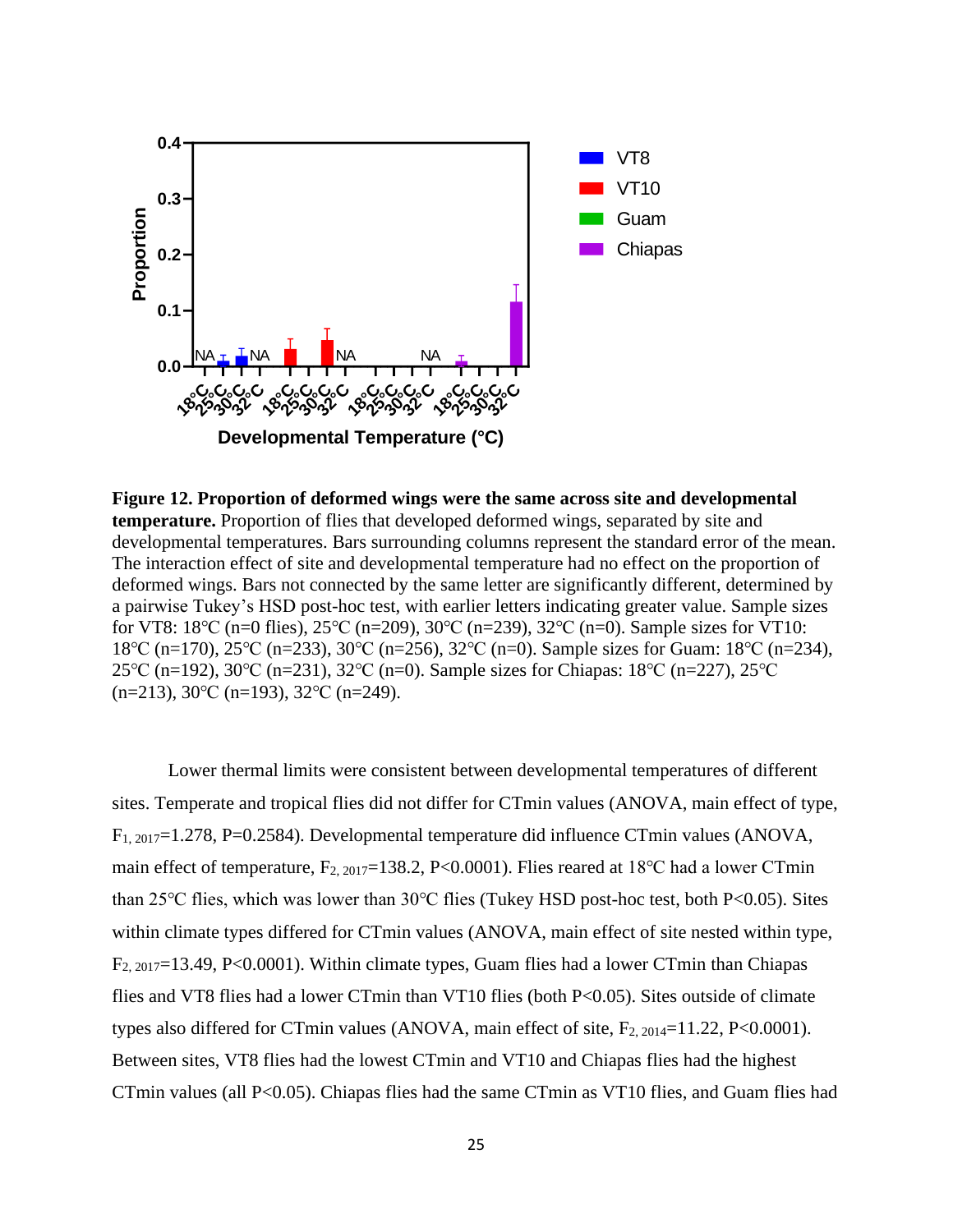**Figure 12. Proportion of deformed wings were the same across site and developmental temperature.** Proportion of flies that developed deformed wings, separated by site and developmental temperatures. Bars surrounding columns represent the standard error of the mean. The interaction effect of site and developmental temperature had no effect on the proportion of deformed wings. Bars not connected by the same letter are significantly different, determined by a pairwise Tukey's HSD post-hoc test, with earlier letters indicating greater value. Sample sizes for VT8: 18℃ (n=0 flies), 25℃ (n=209), 30℃ (n=239), 32℃ (n=0). Sample sizes for VT10: 18℃ (n=170), 25℃ (n=233), 30℃ (n=256), 32℃ (n=0). Sample sizes for Guam: 18℃ (n=234), 25℃ (n=192), 30℃ (n=231), 32℃ (n=0). Sample sizes for Chiapas: 18℃ (n=227), 25℃ (n=213), 30℃ (n=193), 32℃ (n=249).

Lower thermal limits were consistent between developmental temperatures of different sites. Temperate and tropical flies did not differ for CTmin values (ANOVA, main effect of type, $F_{1, 2017}=1.278$, $P=0.2584$). Developmental temperature did influence CTmin values (ANOVA, main effect of temperature, $F_{2, 2017}=138.2$, $P<0.0001$). Flies reared at 18℃ had a lower CTmin than 25℃ flies, which was lower than 30℃ flies (Tukey HSD post-hoc test, both $P<0.05$). Sites within climate types differed for CTmin values (ANOVA, main effect of site nested within type, $F_{2, 2017}=13.49$, $P<0.0001$). Within climate types, Guam flies had a lower CTmin than Chiapas flies and VT8 flies had a lower CTmin than VT10 flies (both $P<0.05$). Sites outside of climate types also differed for CTmin values (ANOVA, main effect of site, $F_{2, 2014}=11.22$, $P<0.0001$). Between sites, VT8 flies had the lowest CTmin and VT10 and Chiapas flies had the highest CTmin values (all $P<0.05$). Chiapas flies had the same CTmin as VT10 flies, and Guam flies had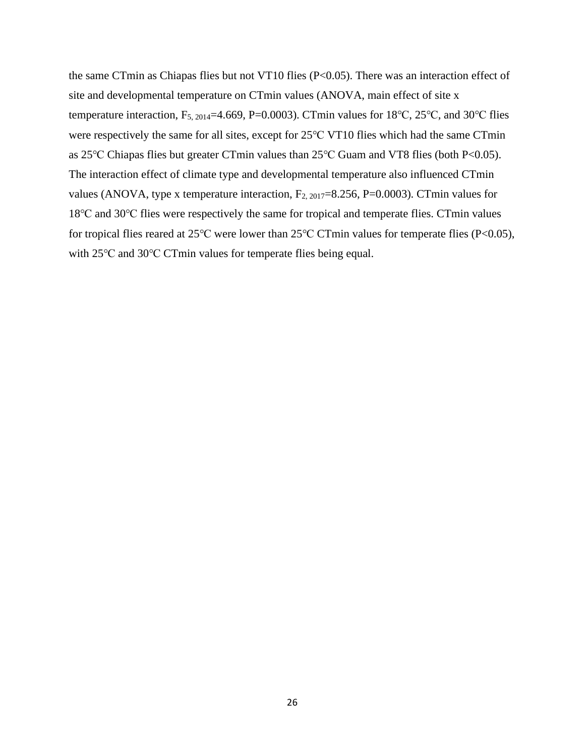the same CTmin as Chiapas flies but not VT10 flies ($P<0.05$). There was an interaction effect of site and developmental temperature on CTmin values (ANOVA, main effect of site x temperature interaction, $F_{5, 2014}=4.669$, $P=0.0003$). CTmin values for 18℃, 25℃, and 30℃ flies were respectively the same for all sites, except for 25℃ VT10 flies which had the same CTmin as 25℃ Chiapas flies but greater CTmin values than 25℃ Guam and VT8 flies (both $P<0.05$). The interaction effect of climate type and developmental temperature also influenced CTmin values (ANOVA, type x temperature interaction, $F_{2, 2017}=8.256$, $P=0.0003$). CTmin values for 18℃ and 30℃ flies were respectively the same for tropical and temperate flies. CTmin values for tropical flies reared at 25℃ were lower than 25℃ CTmin values for temperate flies ($P<0.05$), with 25℃ and 30℃ CTmin values for temperate flies being equal.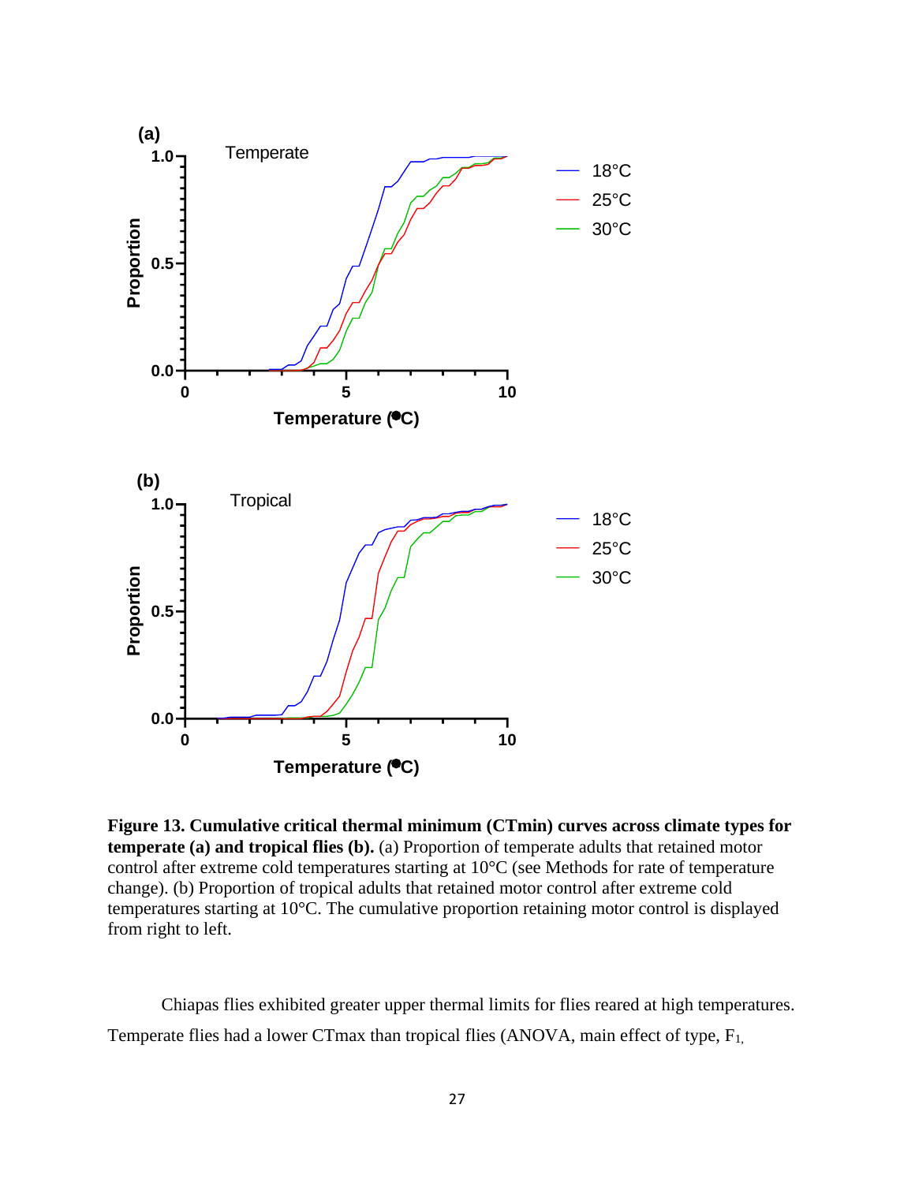**Figure 13. Cumulative critical thermal minimum (CTmin) curves across climate types for temperate (a) and tropical flies (b).** (a) Proportion of temperate adults that retained motor control after extreme cold temperatures starting at 10°C (see Methods for rate of temperature change). (b) Proportion of tropical adults that retained motor control after extreme cold temperatures starting at 10°C. The cumulative proportion retaining motor control is displayed from right to left.

Chiapas flies exhibited greater upper thermal limits for flies reared at high temperatures. Temperate flies had a lower CTmax than tropical flies (ANOVA, main effect of type, $F_{1,}$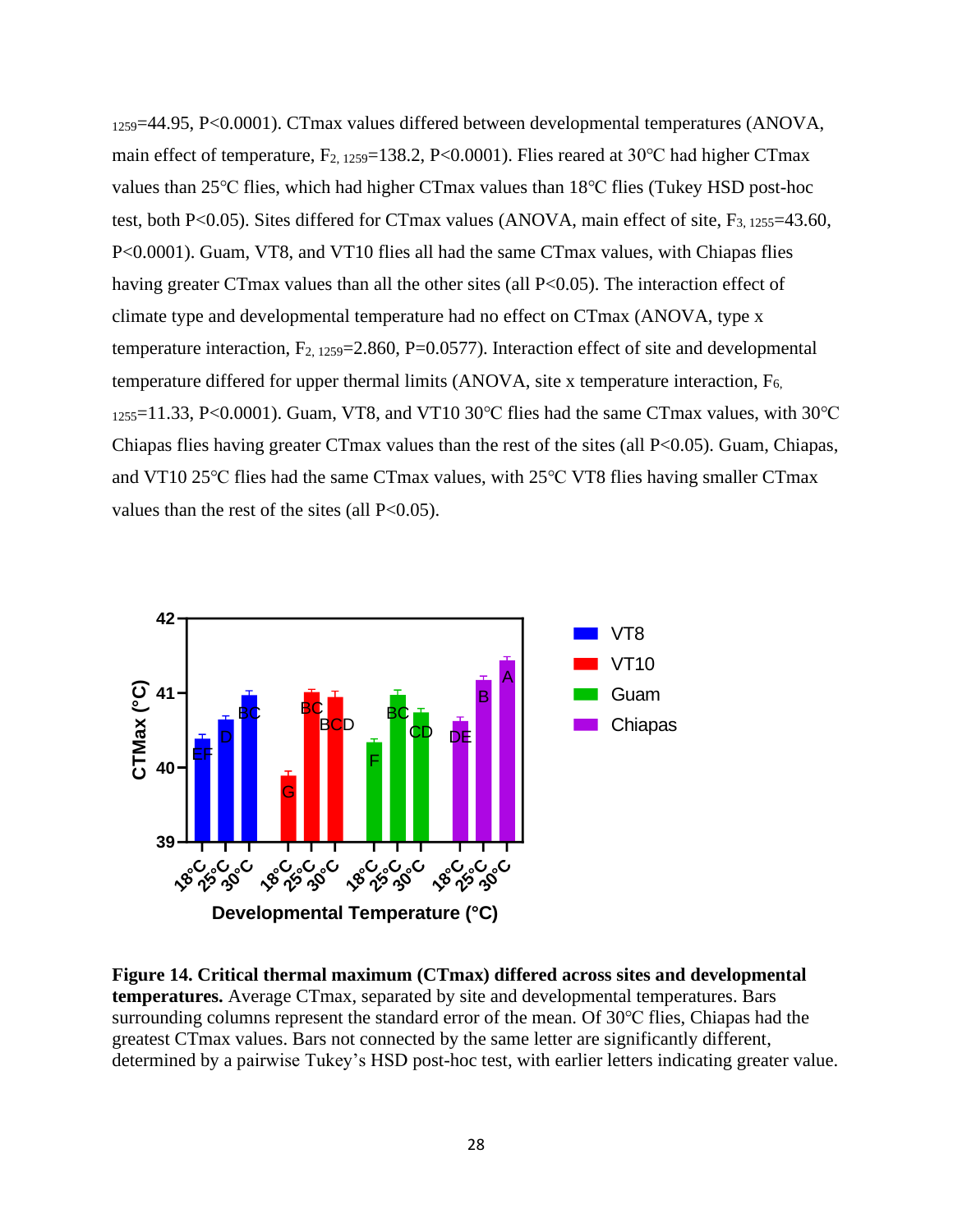$_{1259}$=44.95, P<0.0001). CTmax values differed between developmental temperatures (ANOVA, main effect of temperature, $F_{2, 1259}$=138.2, P<0.0001). Flies reared at 30℃ had higher CTmax values than 25℃ flies, which had higher CTmax values than 18℃ flies (Tukey HSD post-hoc test, both P<0.05). Sites differed for CTmax values (ANOVA, main effect of site, $F_{3, 1255}$=43.60, P<0.0001). Guam, VT8, and VT10 flies all had the same CTmax values, with Chiapas flies having greater CTmax values than all the other sites (all P<0.05). The interaction effect of climate type and developmental temperature had no effect on CTmax (ANOVA, type x temperature interaction, $F_{2, 1259}$=2.860, P=0.0577). Interaction effect of site and developmental temperature differed for upper thermal limits (ANOVA, site x temperature interaction, $F_{6, 1255}$=11.33, P<0.0001). Guam, VT8, and VT10 30℃ flies had the same CTmax values, with 30℃ Chiapas flies having greater CTmax values than the rest of the sites (all P<0.05). Guam, Chiapas, and VT10 25℃ flies had the same CTmax values, with 25℃ VT8 flies having smaller CTmax values than the rest of the sites (all P<0.05).

**Figure 14. Critical thermal maximum (CTmax) differed across sites and developmental temperatures.** Average CTmax, separated by site and developmental temperatures. Bars surrounding columns represent the standard error of the mean. Of 30℃ flies, Chiapas had the greatest CTmax values. Bars not connected by the same letter are significantly different, determined by a pairwise Tukey's HSD post-hoc test, with earlier letters indicating greater value.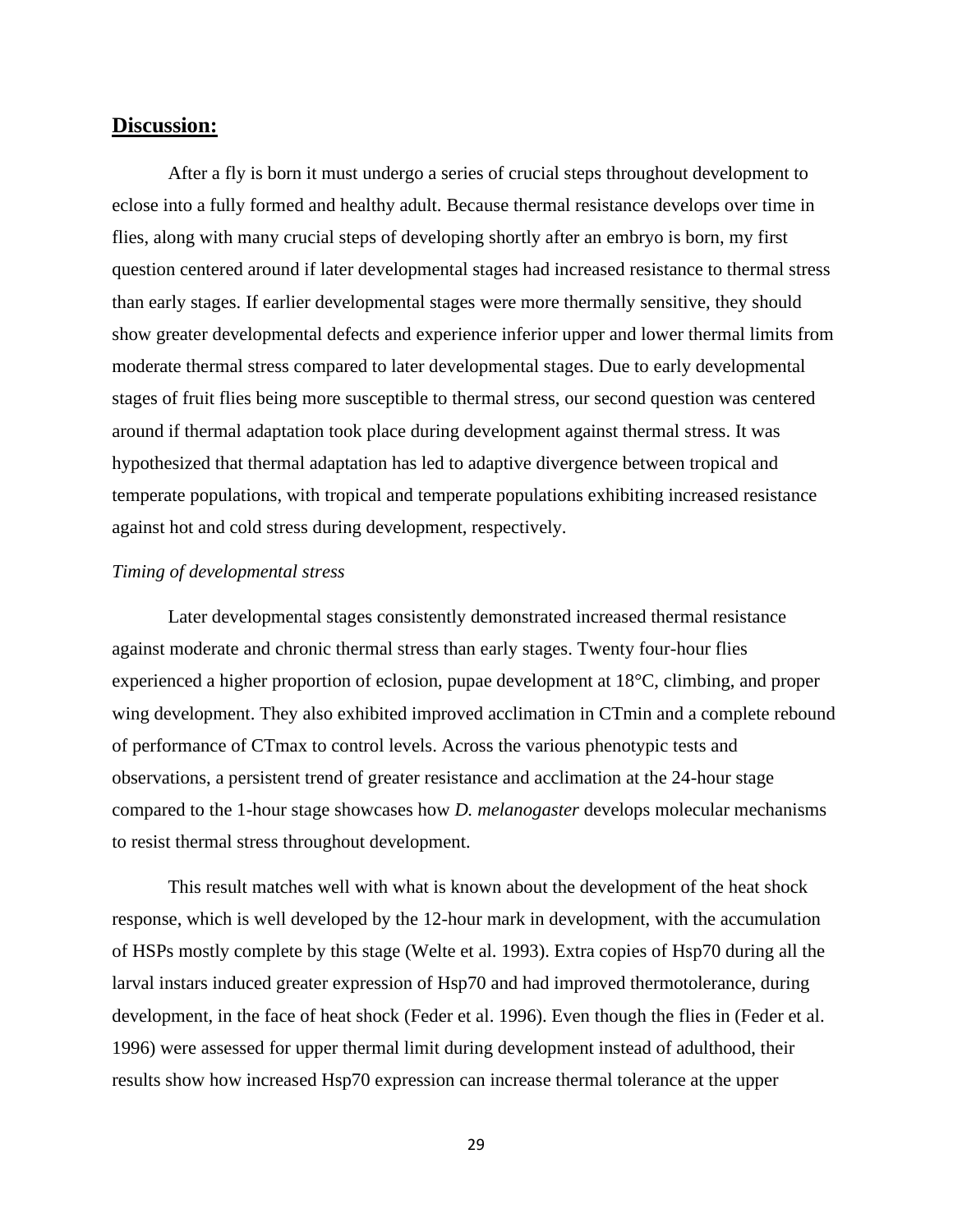## Discussion:

After a fly is born it must undergo a series of crucial steps throughout development to eclose into a fully formed and healthy adult. Because thermal resistance develops over time in flies, along with many crucial steps of developing shortly after an embryo is born, my first question centered around if later developmental stages had increased resistance to thermal stress than early stages. If earlier developmental stages were more thermally sensitive, they should show greater developmental defects and experience inferior upper and lower thermal limits from moderate thermal stress compared to later developmental stages. Due to early developmental stages of fruit flies being more susceptible to thermal stress, our second question was centered around if thermal adaptation took place during development against thermal stress. It was hypothesized that thermal adaptation has led to adaptive divergence between tropical and temperate populations, with tropical and temperate populations exhibiting increased resistance against hot and cold stress during development, respectively.

*Timing of developmental stress*

Later developmental stages consistently demonstrated increased thermal resistance against moderate and chronic thermal stress than early stages. Twenty four-hour flies experienced a higher proportion of eclosion, pupae development at 18°C, climbing, and proper wing development. They also exhibited improved acclimation in CTmin and a complete rebound of performance of CTmax to control levels. Across the various phenotypic tests and observations, a persistent trend of greater resistance and acclimation at the 24-hour stage compared to the 1-hour stage showcases how *D. melanogaster* develops molecular mechanisms to resist thermal stress throughout development.

This result matches well with what is known about the development of the heat shock response, which is well developed by the 12-hour mark in development, with the accumulation of HSPs mostly complete by this stage (Welte et al. 1993). Extra copies of Hsp70 during all the larval instars induced greater expression of Hsp70 and had improved thermotolerance, during development, in the face of heat shock (Feder et al. 1996). Even though the flies in (Feder et al. 1996) were assessed for upper thermal limit during development instead of adulthood, their results show how increased Hsp70 expression can increase thermal tolerance at the upper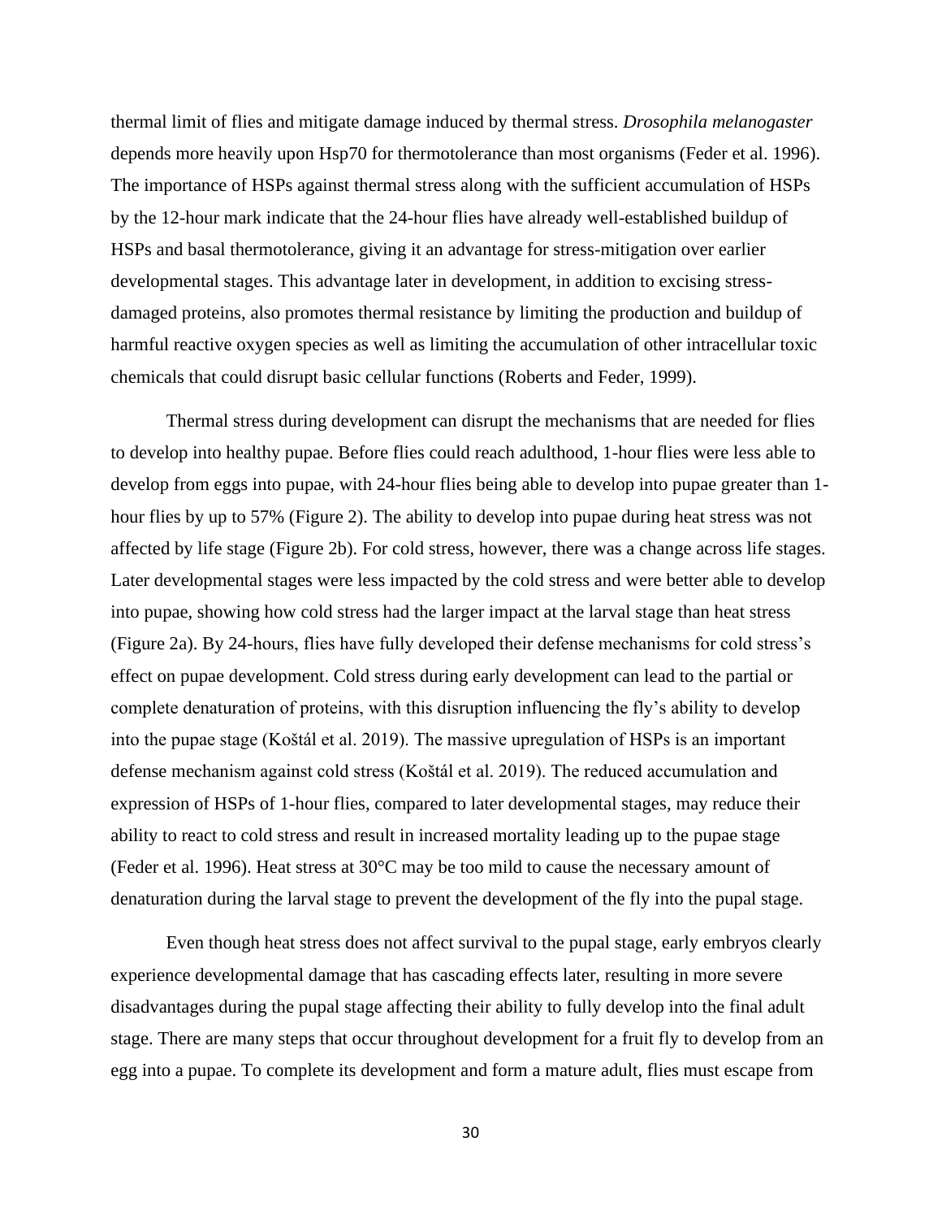thermal limit of flies and mitigate damage induced by thermal stress. *Drosophila melanogaster* depends more heavily upon Hsp70 for thermotolerance than most organisms (Feder et al. 1996). The importance of HSPs against thermal stress along with the sufficient accumulation of HSPs by the 12-hour mark indicate that the 24-hour flies have already well-established buildup of HSPs and basal thermotolerance, giving it an advantage for stress-mitigation over earlier developmental stages. This advantage later in development, in addition to excising stress-damaged proteins, also promotes thermal resistance by limiting the production and buildup of harmful reactive oxygen species as well as limiting the accumulation of other intracellular toxic chemicals that could disrupt basic cellular functions (Roberts and Feder, 1999).

Thermal stress during development can disrupt the mechanisms that are needed for flies to develop into healthy pupae. Before flies could reach adulthood, 1-hour flies were less able to develop from eggs into pupae, with 24-hour flies being able to develop into pupae greater than 1-hour flies by up to 57% (Figure 2). The ability to develop into pupae during heat stress was not affected by life stage (Figure 2b). For cold stress, however, there was a change across life stages. Later developmental stages were less impacted by the cold stress and were better able to develop into pupae, showing how cold stress had the larger impact at the larval stage than heat stress (Figure 2a). By 24-hours, flies have fully developed their defense mechanisms for cold stress's effect on pupae development. Cold stress during early development can lead to the partial or complete denaturation of proteins, with this disruption influencing the fly's ability to develop into the pupae stage (Koštál et al. 2019). The massive upregulation of HSPs is an important defense mechanism against cold stress (Koštál et al. 2019). The reduced accumulation and expression of HSPs of 1-hour flies, compared to later developmental stages, may reduce their ability to react to cold stress and result in increased mortality leading up to the pupae stage (Feder et al. 1996). Heat stress at 30°C may be too mild to cause the necessary amount of denaturation during the larval stage to prevent the development of the fly into the pupal stage.

Even though heat stress does not affect survival to the pupal stage, early embryos clearly experience developmental damage that has cascading effects later, resulting in more severe disadvantages during the pupal stage affecting their ability to fully develop into the final adult stage. There are many steps that occur throughout development for a fruit fly to develop from an egg into a pupae. To complete its development and form a mature adult, flies must escape from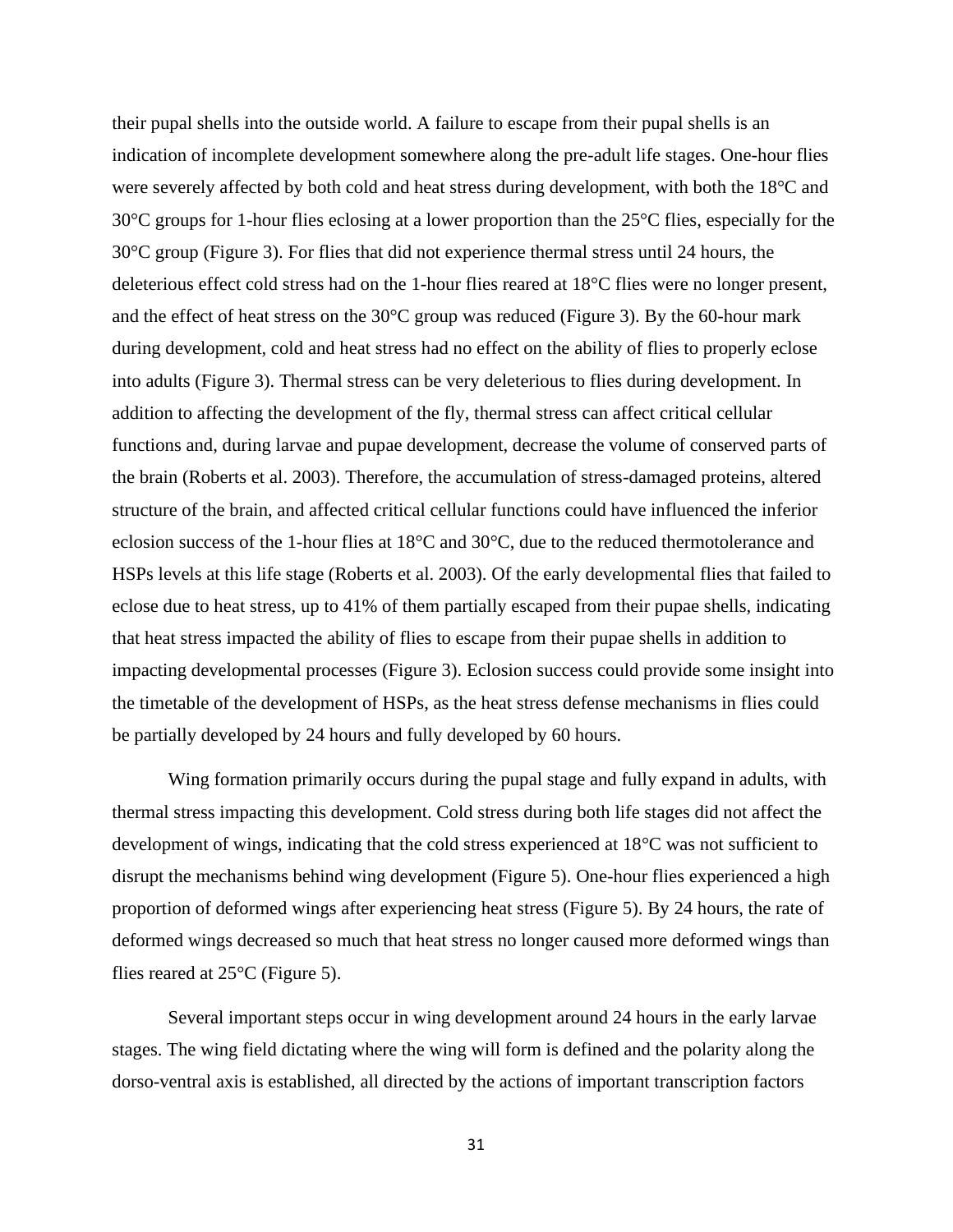their pupal shells into the outside world. A failure to escape from their pupal shells is an indication of incomplete development somewhere along the pre-adult life stages. One-hour flies were severely affected by both cold and heat stress during development, with both the 18°C and 30°C groups for 1-hour flies eclosing at a lower proportion than the 25°C flies, especially for the 30°C group (Figure 3). For flies that did not experience thermal stress until 24 hours, the deleterious effect cold stress had on the 1-hour flies reared at 18°C flies were no longer present, and the effect of heat stress on the 30°C group was reduced (Figure 3). By the 60-hour mark during development, cold and heat stress had no effect on the ability of flies to properly eclose into adults (Figure 3). Thermal stress can be very deleterious to flies during development. In addition to affecting the development of the fly, thermal stress can affect critical cellular functions and, during larvae and pupae development, decrease the volume of conserved parts of the brain (Roberts et al. 2003). Therefore, the accumulation of stress-damaged proteins, altered structure of the brain, and affected critical cellular functions could have influenced the inferior eclosion success of the 1-hour flies at 18°C and 30°C, due to the reduced thermotolerance and HSPs levels at this life stage (Roberts et al. 2003). Of the early developmental flies that failed to eclose due to heat stress, up to 41% of them partially escaped from their pupae shells, indicating that heat stress impacted the ability of flies to escape from their pupae shells in addition to impacting developmental processes (Figure 3). Eclosion success could provide some insight into the timetable of the development of HSPs, as the heat stress defense mechanisms in flies could be partially developed by 24 hours and fully developed by 60 hours.

Wing formation primarily occurs during the pupal stage and fully expand in adults, with thermal stress impacting this development. Cold stress during both life stages did not affect the development of wings, indicating that the cold stress experienced at 18°C was not sufficient to disrupt the mechanisms behind wing development (Figure 5). One-hour flies experienced a high proportion of deformed wings after experiencing heat stress (Figure 5). By 24 hours, the rate of deformed wings decreased so much that heat stress no longer caused more deformed wings than flies reared at 25°C (Figure 5).

Several important steps occur in wing development around 24 hours in the early larvae stages. The wing field dictating where the wing will form is defined and the polarity along the dorso-ventral axis is established, all directed by the actions of important transcription factors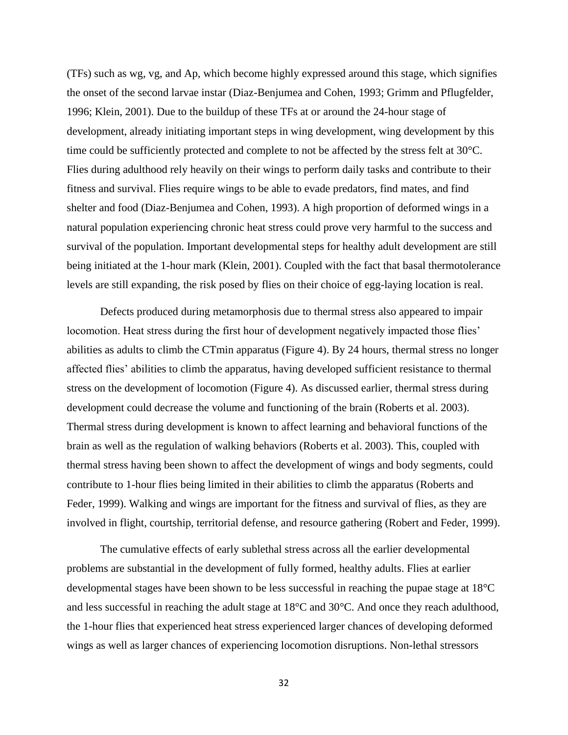(TFs) such as wg, vg, and Ap, which become highly expressed around this stage, which signifies the onset of the second larvae instar (Diaz-Benjumea and Cohen, 1993; Grimm and Pflugfelder, 1996; Klein, 2001). Due to the buildup of these TFs at or around the 24-hour stage of development, already initiating important steps in wing development, wing development by this time could be sufficiently protected and complete to not be affected by the stress felt at 30°C. Flies during adulthood rely heavily on their wings to perform daily tasks and contribute to their fitness and survival. Flies require wings to be able to evade predators, find mates, and find shelter and food (Diaz-Benjumea and Cohen, 1993). A high proportion of deformed wings in a natural population experiencing chronic heat stress could prove very harmful to the success and survival of the population. Important developmental steps for healthy adult development are still being initiated at the 1-hour mark (Klein, 2001). Coupled with the fact that basal thermotolerance levels are still expanding, the risk posed by flies on their choice of egg-laying location is real.

Defects produced during metamorphosis due to thermal stress also appeared to impair locomotion. Heat stress during the first hour of development negatively impacted those flies' abilities as adults to climb the CTmin apparatus (Figure 4). By 24 hours, thermal stress no longer affected flies' abilities to climb the apparatus, having developed sufficient resistance to thermal stress on the development of locomotion (Figure 4). As discussed earlier, thermal stress during development could decrease the volume and functioning of the brain (Roberts et al. 2003). Thermal stress during development is known to affect learning and behavioral functions of the brain as well as the regulation of walking behaviors (Roberts et al. 2003). This, coupled with thermal stress having been shown to affect the development of wings and body segments, could contribute to 1-hour flies being limited in their abilities to climb the apparatus (Roberts and Feder, 1999). Walking and wings are important for the fitness and survival of flies, as they are involved in flight, courtship, territorial defense, and resource gathering (Robert and Feder, 1999).

The cumulative effects of early sublethal stress across all the earlier developmental problems are substantial in the development of fully formed, healthy adults. Flies at earlier developmental stages have been shown to be less successful in reaching the pupae stage at 18°C and less successful in reaching the adult stage at 18°C and 30°C. And once they reach adulthood, the 1-hour flies that experienced heat stress experienced larger chances of developing deformed wings as well as larger chances of experiencing locomotion disruptions. Non-lethal stressors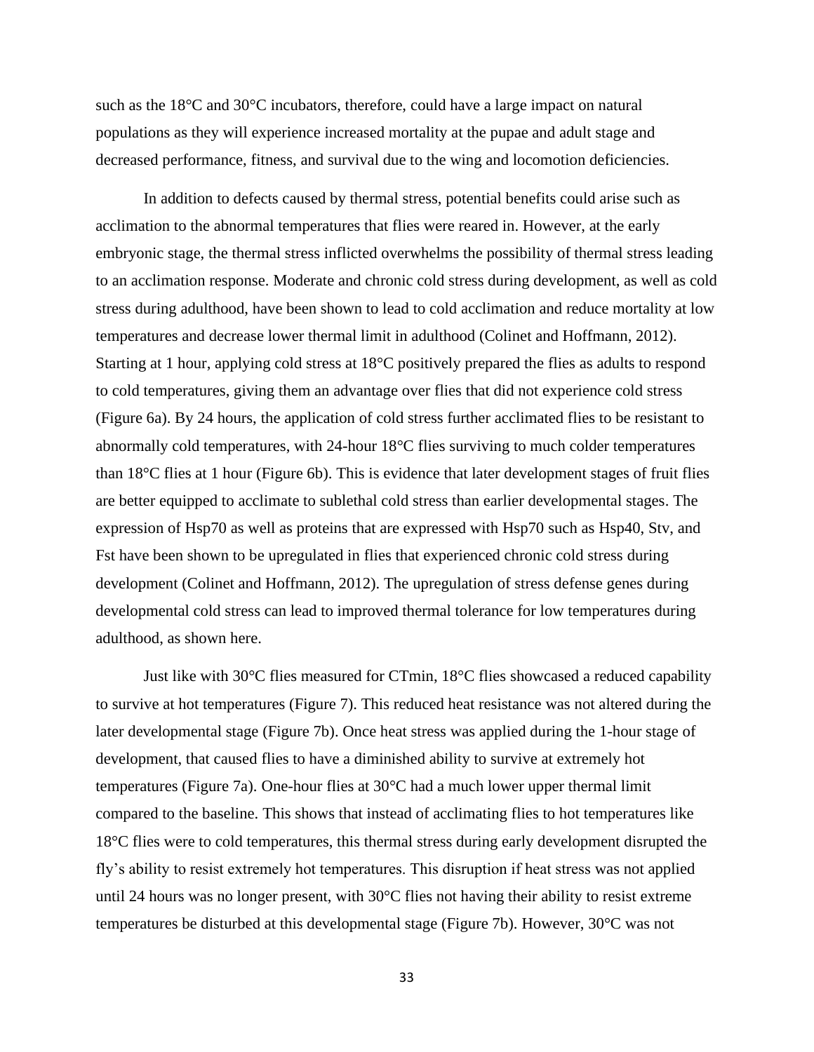such as the 18°C and 30°C incubators, therefore, could have a large impact on natural populations as they will experience increased mortality at the pupae and adult stage and decreased performance, fitness, and survival due to the wing and locomotion deficiencies.

In addition to defects caused by thermal stress, potential benefits could arise such as acclimation to the abnormal temperatures that flies were reared in. However, at the early embryonic stage, the thermal stress inflicted overwhelms the possibility of thermal stress leading to an acclimation response. Moderate and chronic cold stress during development, as well as cold stress during adulthood, have been shown to lead to cold acclimation and reduce mortality at low temperatures and decrease lower thermal limit in adulthood (Colinet and Hoffmann, 2012). Starting at 1 hour, applying cold stress at 18°C positively prepared the flies as adults to respond to cold temperatures, giving them an advantage over flies that did not experience cold stress (Figure 6a). By 24 hours, the application of cold stress further acclimated flies to be resistant to abnormally cold temperatures, with 24-hour 18°C flies surviving to much colder temperatures than 18°C flies at 1 hour (Figure 6b). This is evidence that later development stages of fruit flies are better equipped to acclimate to sublethal cold stress than earlier developmental stages. The expression of Hsp70 as well as proteins that are expressed with Hsp70 such as Hsp40, Stv, and Fst have been shown to be upregulated in flies that experienced chronic cold stress during development (Colinet and Hoffmann, 2012). The upregulation of stress defense genes during developmental cold stress can lead to improved thermal tolerance for low temperatures during adulthood, as shown here.

Just like with 30°C flies measured for CTmin, 18°C flies showcased a reduced capability to survive at hot temperatures (Figure 7). This reduced heat resistance was not altered during the later developmental stage (Figure 7b). Once heat stress was applied during the 1-hour stage of development, that caused flies to have a diminished ability to survive at extremely hot temperatures (Figure 7a). One-hour flies at 30°C had a much lower upper thermal limit compared to the baseline. This shows that instead of acclimating flies to hot temperatures like 18°C flies were to cold temperatures, this thermal stress during early development disrupted the fly's ability to resist extremely hot temperatures. This disruption if heat stress was not applied until 24 hours was no longer present, with 30°C flies not having their ability to resist extreme temperatures be disturbed at this developmental stage (Figure 7b). However, 30°C was not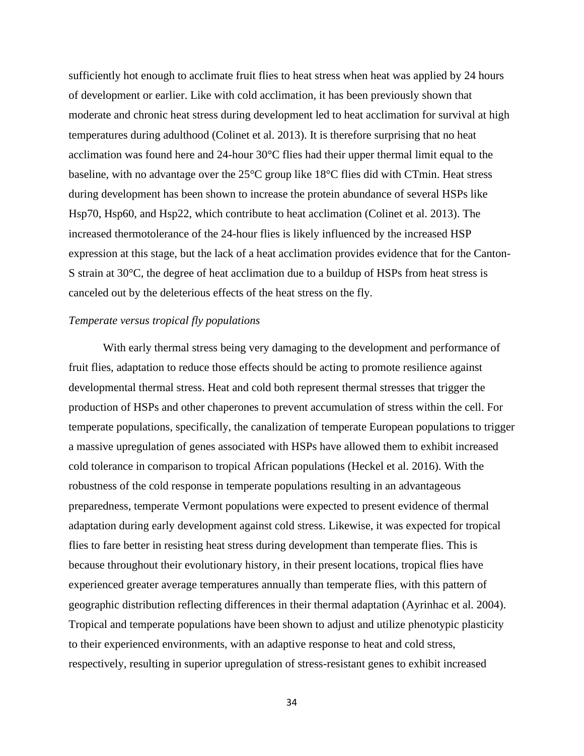sufficiently hot enough to acclimate fruit flies to heat stress when heat was applied by 24 hours of development or earlier. Like with cold acclimation, it has been previously shown that moderate and chronic heat stress during development led to heat acclimation for survival at high temperatures during adulthood (Colinet et al. 2013). It is therefore surprising that no heat acclimation was found here and 24-hour 30°C flies had their upper thermal limit equal to the baseline, with no advantage over the 25°C group like 18°C flies did with CTmin. Heat stress during development has been shown to increase the protein abundance of several HSPs like Hsp70, Hsp60, and Hsp22, which contribute to heat acclimation (Colinet et al. 2013). The increased thermotolerance of the 24-hour flies is likely influenced by the increased HSP expression at this stage, but the lack of a heat acclimation provides evidence that for the Canton-S strain at 30°C, the degree of heat acclimation due to a buildup of HSPs from heat stress is canceled out by the deleterious effects of the heat stress on the fly.

*Temperate versus tropical fly populations*

With early thermal stress being very damaging to the development and performance of fruit flies, adaptation to reduce those effects should be acting to promote resilience against developmental thermal stress. Heat and cold both represent thermal stresses that trigger the production of HSPs and other chaperones to prevent accumulation of stress within the cell. For temperate populations, specifically, the canalization of temperate European populations to trigger a massive upregulation of genes associated with HSPs have allowed them to exhibit increased cold tolerance in comparison to tropical African populations (Heckel et al. 2016). With the robustness of the cold response in temperate populations resulting in an advantageous preparedness, temperate Vermont populations were expected to present evidence of thermal adaptation during early development against cold stress. Likewise, it was expected for tropical flies to fare better in resisting heat stress during development than temperate flies. This is because throughout their evolutionary history, in their present locations, tropical flies have experienced greater average temperatures annually than temperate flies, with this pattern of geographic distribution reflecting differences in their thermal adaptation (Ayrinhac et al. 2004). Tropical and temperate populations have been shown to adjust and utilize phenotypic plasticity to their experienced environments, with an adaptive response to heat and cold stress, respectively, resulting in superior upregulation of stress-resistant genes to exhibit increased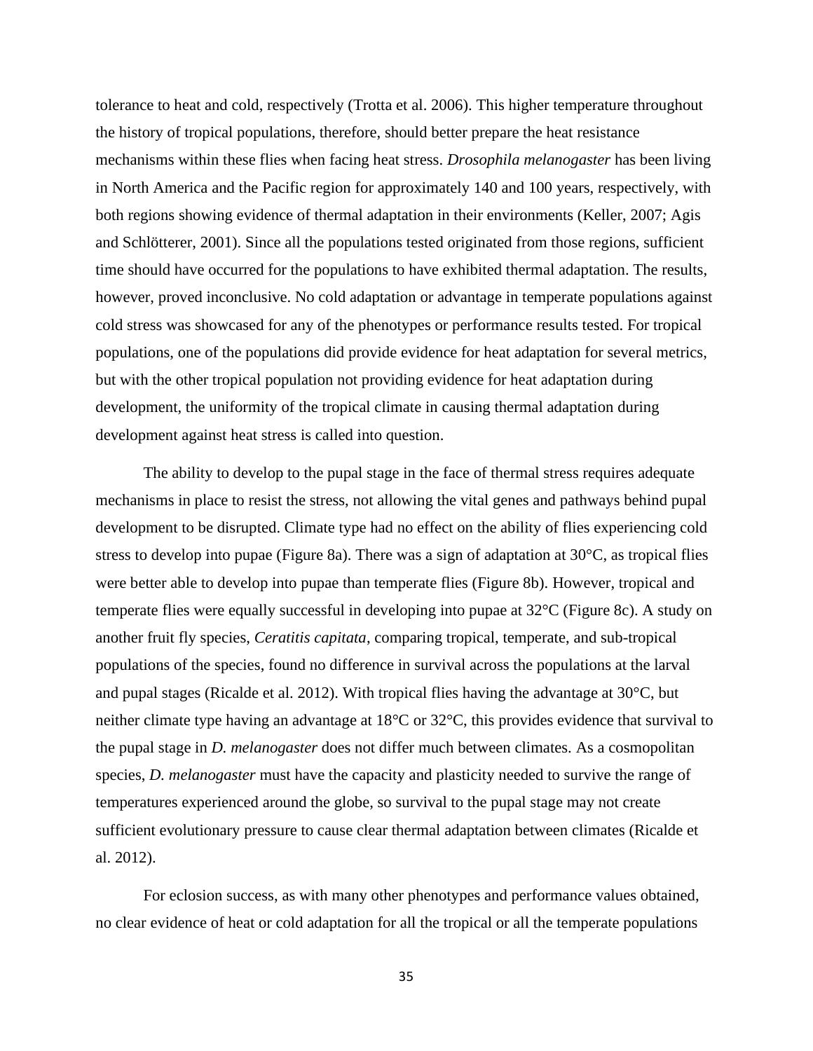tolerance to heat and cold, respectively (Trotta et al. 2006). This higher temperature throughout the history of tropical populations, therefore, should better prepare the heat resistance mechanisms within these flies when facing heat stress. *Drosophila melanogaster* has been living in North America and the Pacific region for approximately 140 and 100 years, respectively, with both regions showing evidence of thermal adaptation in their environments (Keller, 2007; Agis and Schlötterer, 2001). Since all the populations tested originated from those regions, sufficient time should have occurred for the populations to have exhibited thermal adaptation. The results, however, proved inconclusive. No cold adaptation or advantage in temperate populations against cold stress was showcased for any of the phenotypes or performance results tested. For tropical populations, one of the populations did provide evidence for heat adaptation for several metrics, but with the other tropical population not providing evidence for heat adaptation during development, the uniformity of the tropical climate in causing thermal adaptation during development against heat stress is called into question.

The ability to develop to the pupal stage in the face of thermal stress requires adequate mechanisms in place to resist the stress, not allowing the vital genes and pathways behind pupal development to be disrupted. Climate type had no effect on the ability of flies experiencing cold stress to develop into pupae (Figure 8a). There was a sign of adaptation at 30°C, as tropical flies were better able to develop into pupae than temperate flies (Figure 8b). However, tropical and temperate flies were equally successful in developing into pupae at 32°C (Figure 8c). A study on another fruit fly species, *Ceratitis capitata*, comparing tropical, temperate, and sub-tropical populations of the species, found no difference in survival across the populations at the larval and pupal stages (Ricalde et al. 2012). With tropical flies having the advantage at 30°C, but neither climate type having an advantage at 18°C or 32°C, this provides evidence that survival to the pupal stage in *D. melanogaster* does not differ much between climates. As a cosmopolitan species, *D. melanogaster* must have the capacity and plasticity needed to survive the range of temperatures experienced around the globe, so survival to the pupal stage may not create sufficient evolutionary pressure to cause clear thermal adaptation between climates (Ricalde et al. 2012).

For eclosion success, as with many other phenotypes and performance values obtained, no clear evidence of heat or cold adaptation for all the tropical or all the temperate populations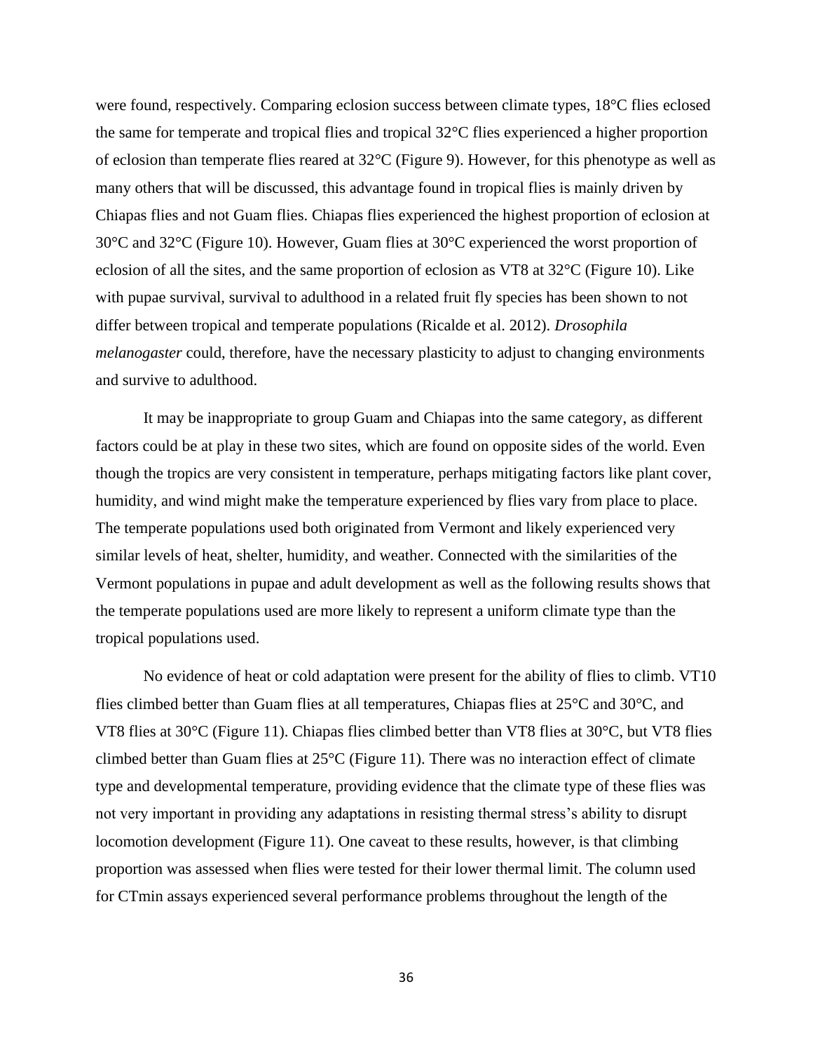were found, respectively. Comparing eclosion success between climate types, 18°C flies eclosed the same for temperate and tropical flies and tropical 32°C flies experienced a higher proportion of eclosion than temperate flies reared at 32°C (Figure 9). However, for this phenotype as well as many others that will be discussed, this advantage found in tropical flies is mainly driven by Chiapas flies and not Guam flies. Chiapas flies experienced the highest proportion of eclosion at 30°C and 32°C (Figure 10). However, Guam flies at 30°C experienced the worst proportion of eclosion of all the sites, and the same proportion of eclosion as VT8 at 32°C (Figure 10). Like with pupae survival, survival to adulthood in a related fruit fly species has been shown to not differ between tropical and temperate populations (Ricalde et al. 2012). *Drosophila melanogaster* could, therefore, have the necessary plasticity to adjust to changing environments and survive to adulthood.

It may be inappropriate to group Guam and Chiapas into the same category, as different factors could be at play in these two sites, which are found on opposite sides of the world. Even though the tropics are very consistent in temperature, perhaps mitigating factors like plant cover, humidity, and wind might make the temperature experienced by flies vary from place to place. The temperate populations used both originated from Vermont and likely experienced very similar levels of heat, shelter, humidity, and weather. Connected with the similarities of the Vermont populations in pupae and adult development as well as the following results shows that the temperate populations used are more likely to represent a uniform climate type than the tropical populations used.

No evidence of heat or cold adaptation were present for the ability of flies to climb. VT10 flies climbed better than Guam flies at all temperatures, Chiapas flies at 25°C and 30°C, and VT8 flies at 30°C (Figure 11). Chiapas flies climbed better than VT8 flies at 30°C, but VT8 flies climbed better than Guam flies at 25°C (Figure 11). There was no interaction effect of climate type and developmental temperature, providing evidence that the climate type of these flies was not very important in providing any adaptations in resisting thermal stress's ability to disrupt locomotion development (Figure 11). One caveat to these results, however, is that climbing proportion was assessed when flies were tested for their lower thermal limit. The column used for CTmin assays experienced several performance problems throughout the length of the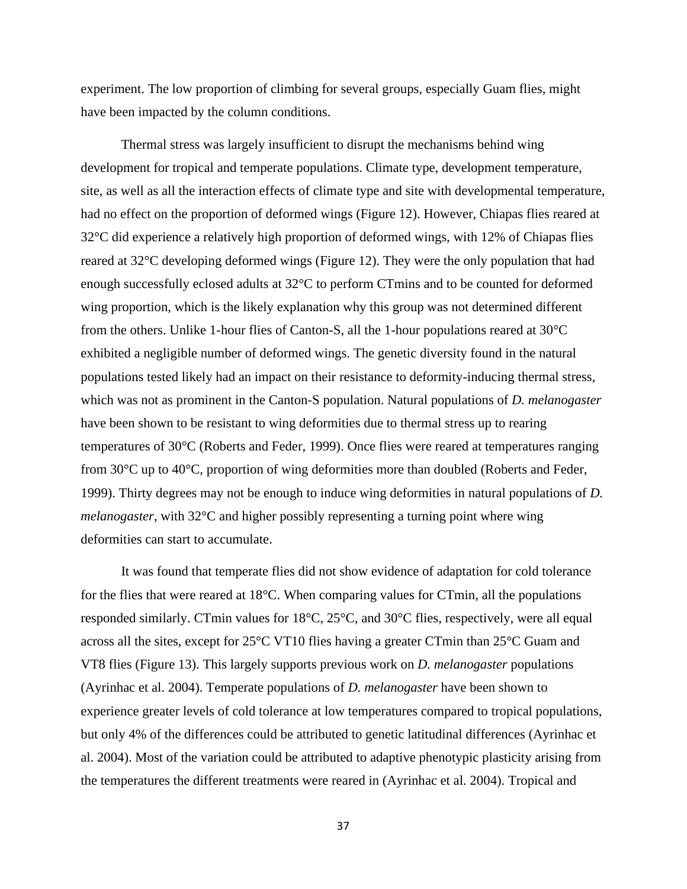experiment. The low proportion of climbing for several groups, especially Guam flies, might have been impacted by the column conditions.

Thermal stress was largely insufficient to disrupt the mechanisms behind wing development for tropical and temperate populations. Climate type, development temperature, site, as well as all the interaction effects of climate type and site with developmental temperature, had no effect on the proportion of deformed wings (Figure 12). However, Chiapas flies reared at 32°C did experience a relatively high proportion of deformed wings, with 12% of Chiapas flies reared at 32°C developing deformed wings (Figure 12). They were the only population that had enough successfully eclosed adults at 32°C to perform CTmins and to be counted for deformed wing proportion, which is the likely explanation why this group was not determined different from the others. Unlike 1-hour flies of Canton-S, all the 1-hour populations reared at 30°C exhibited a negligible number of deformed wings. The genetic diversity found in the natural populations tested likely had an impact on their resistance to deformity-inducing thermal stress, which was not as prominent in the Canton-S population. Natural populations of *D. melanogaster* have been shown to be resistant to wing deformities due to thermal stress up to rearing temperatures of 30°C (Roberts and Feder, 1999). Once flies were reared at temperatures ranging from 30°C up to 40°C, proportion of wing deformities more than doubled (Roberts and Feder, 1999). Thirty degrees may not be enough to induce wing deformities in natural populations of *D. melanogaster*, with 32°C and higher possibly representing a turning point where wing deformities can start to accumulate.

It was found that temperate flies did not show evidence of adaptation for cold tolerance for the flies that were reared at 18°C. When comparing values for CTmin, all the populations responded similarly. CTmin values for 18°C, 25°C, and 30°C flies, respectively, were all equal across all the sites, except for 25°C VT10 flies having a greater CTmin than 25°C Guam and VT8 flies (Figure 13). This largely supports previous work on *D. melanogaster* populations (Ayrinhac et al. 2004). Temperate populations of *D. melanogaster* have been shown to experience greater levels of cold tolerance at low temperatures compared to tropical populations, but only 4% of the differences could be attributed to genetic latitudinal differences (Ayrinhac et al. 2004). Most of the variation could be attributed to adaptive phenotypic plasticity arising from the temperatures the different treatments were reared in (Ayrinhac et al. 2004). Tropical and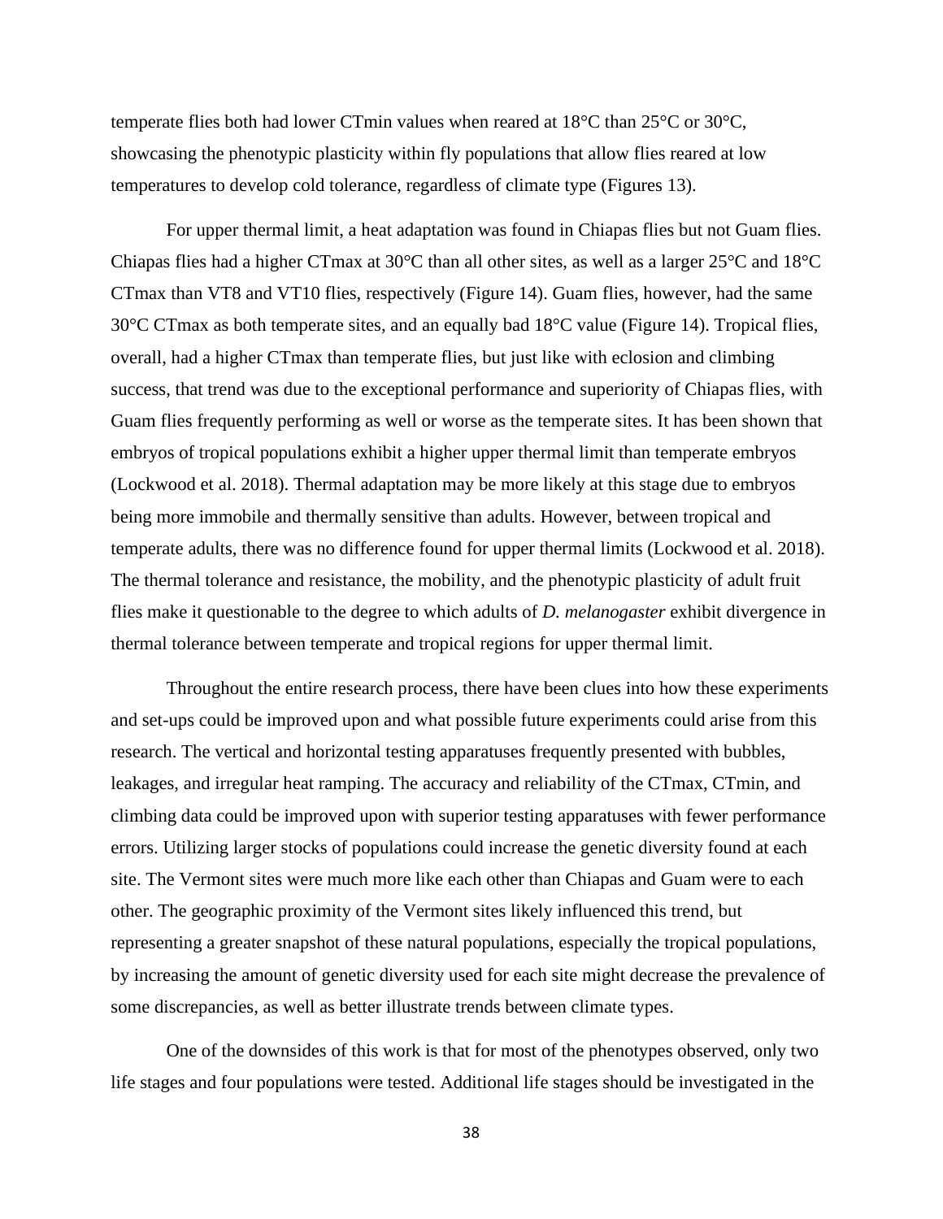temperate flies both had lower CTmin values when reared at 18°C than 25°C or 30°C, showcasing the phenotypic plasticity within fly populations that allow flies reared at low temperatures to develop cold tolerance, regardless of climate type (Figures 13).

For upper thermal limit, a heat adaptation was found in Chiapas flies but not Guam flies. Chiapas flies had a higher CTmax at 30°C than all other sites, as well as a larger 25°C and 18°C CTmax than VT8 and VT10 flies, respectively (Figure 14). Guam flies, however, had the same 30°C CTmax as both temperate sites, and an equally bad 18°C value (Figure 14). Tropical flies, overall, had a higher CTmax than temperate flies, but just like with eclosion and climbing success, that trend was due to the exceptional performance and superiority of Chiapas flies, with Guam flies frequently performing as well or worse as the temperate sites. It has been shown that embryos of tropical populations exhibit a higher upper thermal limit than temperate embryos (Lockwood et al. 2018). Thermal adaptation may be more likely at this stage due to embryos being more immobile and thermally sensitive than adults. However, between tropical and temperate adults, there was no difference found for upper thermal limits (Lockwood et al. 2018). The thermal tolerance and resistance, the mobility, and the phenotypic plasticity of adult fruit flies make it questionable to the degree to which adults of *D. melanogaster* exhibit divergence in thermal tolerance between temperate and tropical regions for upper thermal limit.

Throughout the entire research process, there have been clues into how these experiments and set-ups could be improved upon and what possible future experiments could arise from this research. The vertical and horizontal testing apparatuses frequently presented with bubbles, leakages, and irregular heat ramping. The accuracy and reliability of the CTmax, CTmin, and climbing data could be improved upon with superior testing apparatuses with fewer performance errors. Utilizing larger stocks of populations could increase the genetic diversity found at each site. The Vermont sites were much more like each other than Chiapas and Guam were to each other. The geographic proximity of the Vermont sites likely influenced this trend, but representing a greater snapshot of these natural populations, especially the tropical populations, by increasing the amount of genetic diversity used for each site might decrease the prevalence of some discrepancies, as well as better illustrate trends between climate types.

One of the downsides of this work is that for most of the phenotypes observed, only two life stages and four populations were tested. Additional life stages should be investigated in the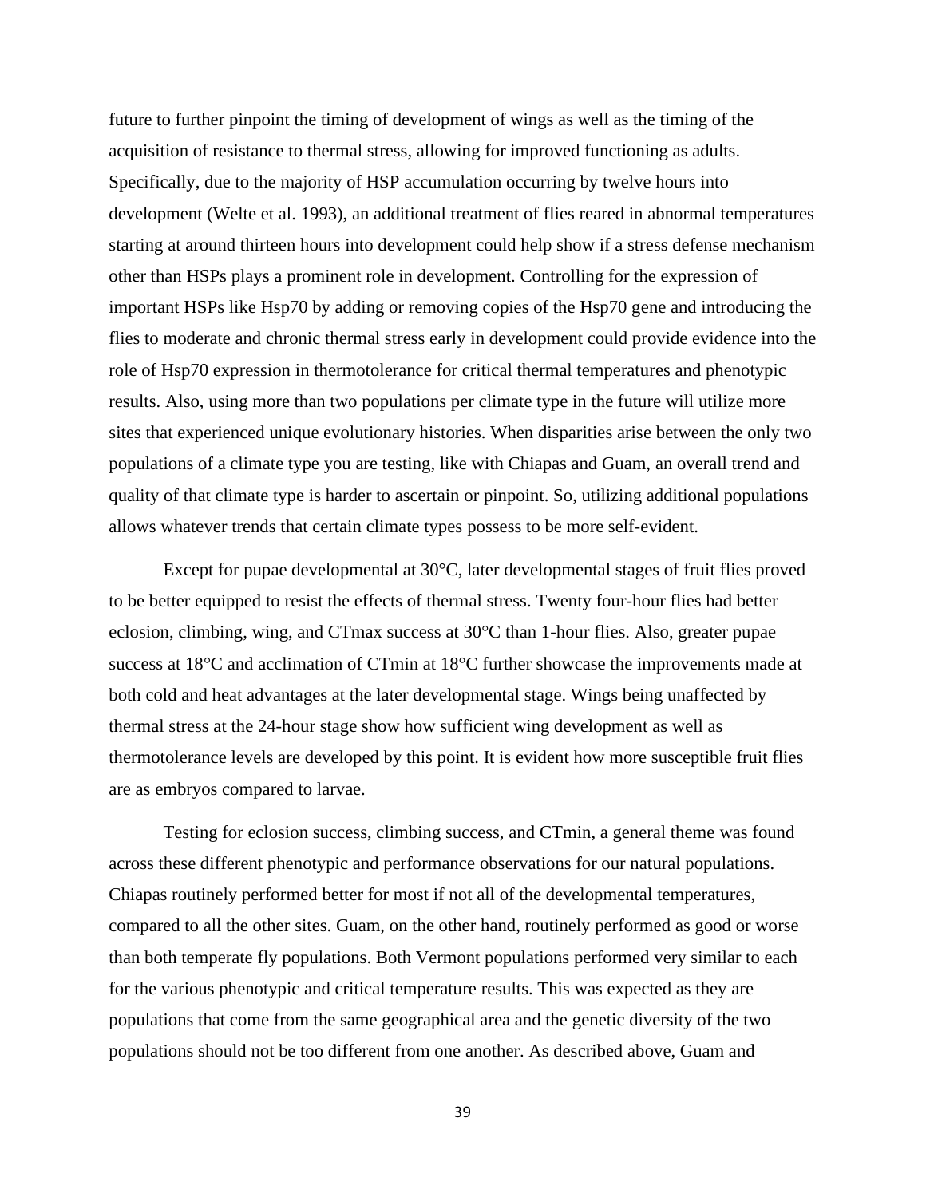future to further pinpoint the timing of development of wings as well as the timing of the acquisition of resistance to thermal stress, allowing for improved functioning as adults. Specifically, due to the majority of HSP accumulation occurring by twelve hours into development (Welte et al. 1993), an additional treatment of flies reared in abnormal temperatures starting at around thirteen hours into development could help show if a stress defense mechanism other than HSPs plays a prominent role in development. Controlling for the expression of important HSPs like Hsp70 by adding or removing copies of the Hsp70 gene and introducing the flies to moderate and chronic thermal stress early in development could provide evidence into the role of Hsp70 expression in thermotolerance for critical thermal temperatures and phenotypic results. Also, using more than two populations per climate type in the future will utilize more sites that experienced unique evolutionary histories. When disparities arise between the only two populations of a climate type you are testing, like with Chiapas and Guam, an overall trend and quality of that climate type is harder to ascertain or pinpoint. So, utilizing additional populations allows whatever trends that certain climate types possess to be more self-evident.

Except for pupae developmental at 30°C, later developmental stages of fruit flies proved to be better equipped to resist the effects of thermal stress. Twenty four-hour flies had better eclosion, climbing, wing, and CTmax success at 30°C than 1-hour flies. Also, greater pupae success at 18°C and acclimation of CTmin at 18°C further showcase the improvements made at both cold and heat advantages at the later developmental stage. Wings being unaffected by thermal stress at the 24-hour stage show how sufficient wing development as well as thermotolerance levels are developed by this point. It is evident how more susceptible fruit flies are as embryos compared to larvae.

Testing for eclosion success, climbing success, and CTmin, a general theme was found across these different phenotypic and performance observations for our natural populations. Chiapas routinely performed better for most if not all of the developmental temperatures, compared to all the other sites. Guam, on the other hand, routinely performed as good or worse than both temperate fly populations. Both Vermont populations performed very similar to each for the various phenotypic and critical temperature results. This was expected as they are populations that come from the same geographical area and the genetic diversity of the two populations should not be too different from one another. As described above, Guam and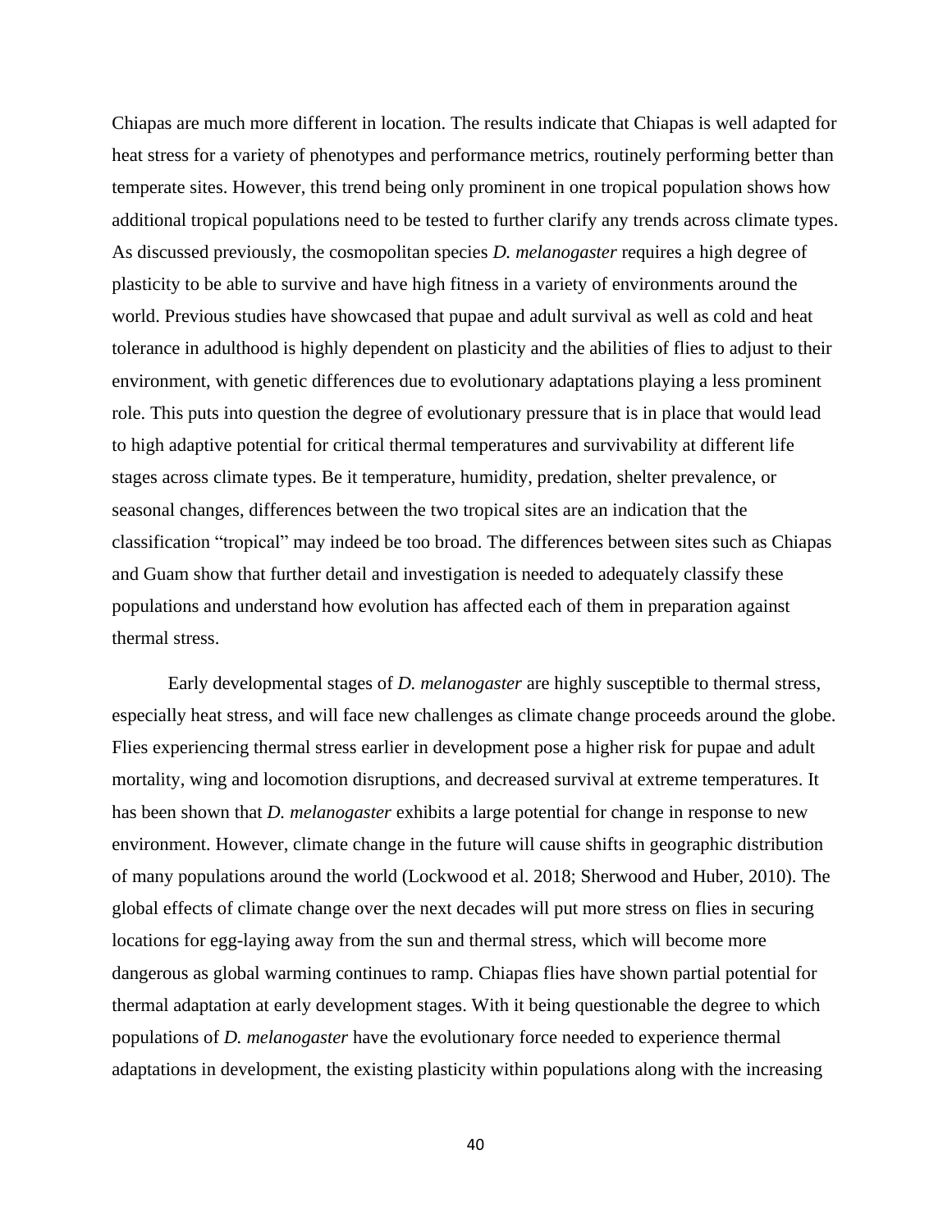Chiapas are much more different in location. The results indicate that Chiapas is well adapted for heat stress for a variety of phenotypes and performance metrics, routinely performing better than temperate sites. However, this trend being only prominent in one tropical population shows how additional tropical populations need to be tested to further clarify any trends across climate types. As discussed previously, the cosmopolitan species *D. melanogaster* requires a high degree of plasticity to be able to survive and have high fitness in a variety of environments around the world. Previous studies have showcased that pupae and adult survival as well as cold and heat tolerance in adulthood is highly dependent on plasticity and the abilities of flies to adjust to their environment, with genetic differences due to evolutionary adaptations playing a less prominent role. This puts into question the degree of evolutionary pressure that is in place that would lead to high adaptive potential for critical thermal temperatures and survivability at different life stages across climate types. Be it temperature, humidity, predation, shelter prevalence, or seasonal changes, differences between the two tropical sites are an indication that the classification "tropical" may indeed be too broad. The differences between sites such as Chiapas and Guam show that further detail and investigation is needed to adequately classify these populations and understand how evolution has affected each of them in preparation against thermal stress.

Early developmental stages of *D. melanogaster* are highly susceptible to thermal stress, especially heat stress, and will face new challenges as climate change proceeds around the globe. Flies experiencing thermal stress earlier in development pose a higher risk for pupae and adult mortality, wing and locomotion disruptions, and decreased survival at extreme temperatures. It has been shown that *D. melanogaster* exhibits a large potential for change in response to new environment. However, climate change in the future will cause shifts in geographic distribution of many populations around the world (Lockwood et al. 2018; Sherwood and Huber, 2010). The global effects of climate change over the next decades will put more stress on flies in securing locations for egg-laying away from the sun and thermal stress, which will become more dangerous as global warming continues to ramp. Chiapas flies have shown partial potential for thermal adaptation at early development stages. With it being questionable the degree to which populations of *D. melanogaster* have the evolutionary force needed to experience thermal adaptations in development, the existing plasticity within populations along with the increasing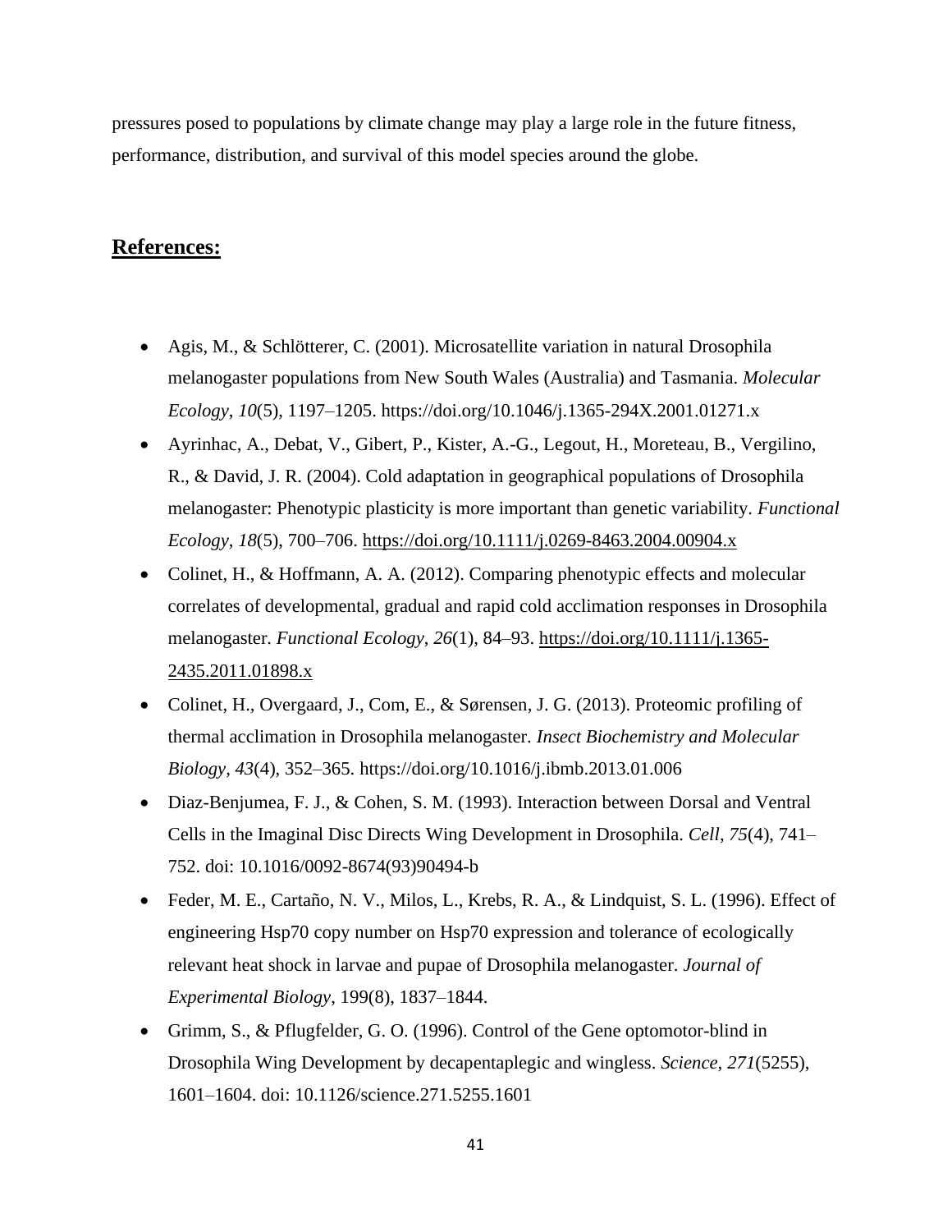pressures posed to populations by climate change may play a large role in the future fitness, performance, distribution, and survival of this model species around the globe.

## References:

- Agis, M., & Schlötterer, C. (2001). Microsatellite variation in natural Drosophila melanogaster populations from New South Wales (Australia) and Tasmania. *Molecular Ecology*, *10*(5), 1197–1205. https://doi.org/10.1046/j.1365-294X.2001.01271.x
- Ayrinhac, A., Debat, V., Gibert, P., Kister, A.-G., Legout, H., Moreteau, B., Vergilino, R., & David, J. R. (2004). Cold adaptation in geographical populations of Drosophila melanogaster: Phenotypic plasticity is more important than genetic variability. *Functional Ecology*, *18*(5), 700–706. https://doi.org/10.1111/j.0269-8463.2004.00904.x
- Colinet, H., & Hoffmann, A. A. (2012). Comparing phenotypic effects and molecular correlates of developmental, gradual and rapid cold acclimation responses in Drosophila melanogaster. *Functional Ecology*, *26*(1), 84–93. https://doi.org/10.1111/j.1365-2435.2011.01898.x
- Colinet, H., Overgaard, J., Com, E., & Sørensen, J. G. (2013). Proteomic profiling of thermal acclimation in Drosophila melanogaster. *Insect Biochemistry and Molecular Biology*, *43*(4), 352–365. https://doi.org/10.1016/j.ibmb.2013.01.006
- Diaz-Benjumea, F. J., & Cohen, S. M. (1993). Interaction between Dorsal and Ventral Cells in the Imaginal Disc Directs Wing Development in Drosophila. *Cell*, *75*(4), 741–752. doi: 10.1016/0092-8674(93)90494-b
- Feder, M. E., Cartaño, N. V., Milos, L., Krebs, R. A., & Lindquist, S. L. (1996). Effect of engineering Hsp70 copy number on Hsp70 expression and tolerance of ecologically relevant heat shock in larvae and pupae of Drosophila melanogaster. *Journal of Experimental Biology*, 199(8), 1837–1844.
- Grimm, S., & Pflugfelder, G. O. (1996). Control of the Gene optomotor-blind in Drosophila Wing Development by decapentaplegic and wingless. *Science*, *271*(5255), 1601–1604. doi: 10.1126/science.271.5255.1601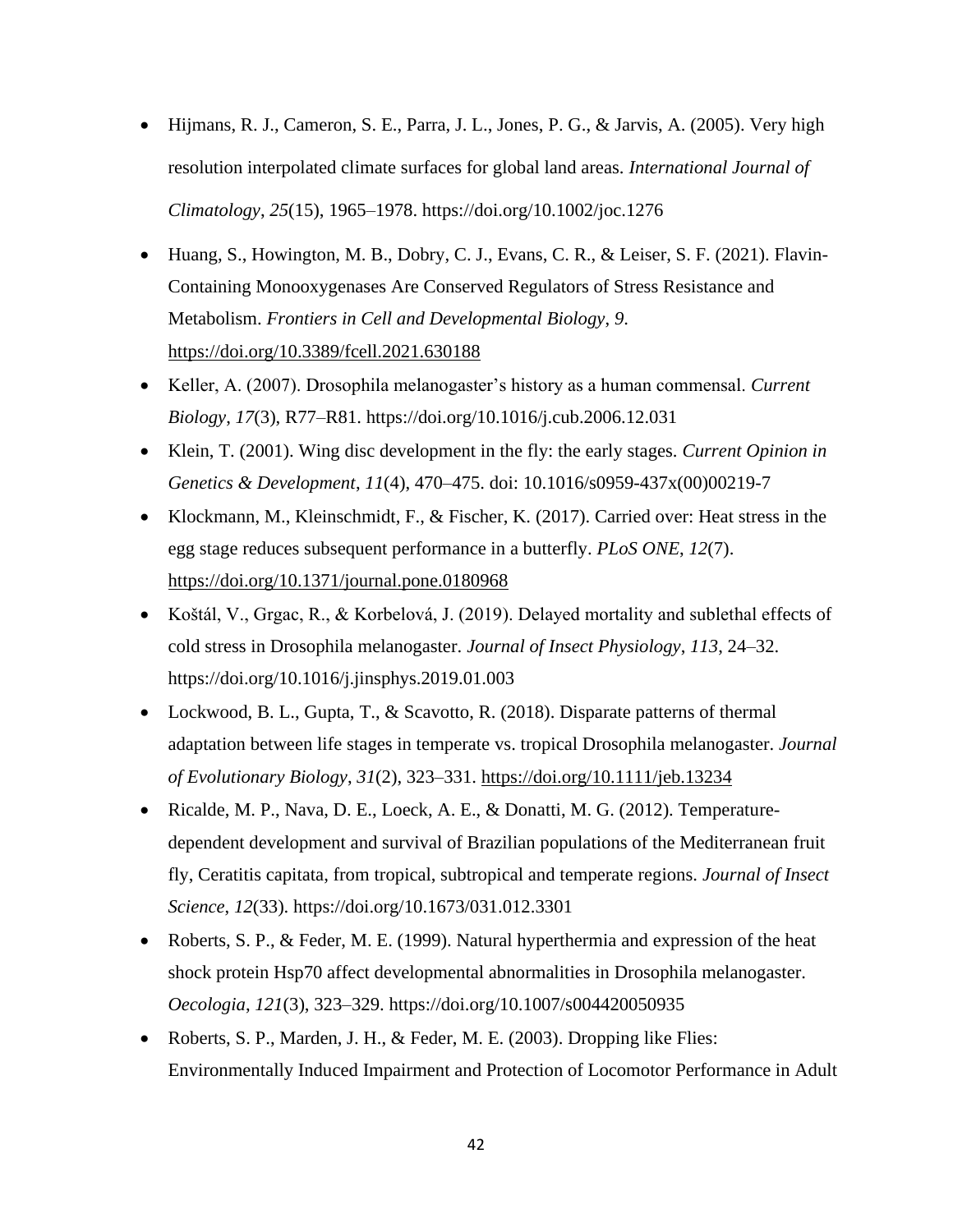- Hijmans, R. J., Cameron, S. E., Parra, J. L., Jones, P. G., & Jarvis, A. (2005). Very high resolution interpolated climate surfaces for global land areas. *International Journal of Climatology*, *25*(15), 1965–1978. https://doi.org/10.1002/joc.1276
- Huang, S., Howington, M. B., Dobry, C. J., Evans, C. R., & Leiser, S. F. (2021). Flavin-Containing Monooxygenases Are Conserved Regulators of Stress Resistance and Metabolism. *Frontiers in Cell and Developmental Biology*, *9*. https://doi.org/10.3389/fcell.2021.630188
- Keller, A. (2007). Drosophila melanogaster's history as a human commensal. *Current Biology*, *17*(3), R77–R81. https://doi.org/10.1016/j.cub.2006.12.031
- Klein, T. (2001). Wing disc development in the fly: the early stages. *Current Opinion in Genetics & Development*, *11*(4), 470–475. doi: 10.1016/s0959-437x(00)00219-7
- Klockmann, M., Kleinschmidt, F., & Fischer, K. (2017). Carried over: Heat stress in the egg stage reduces subsequent performance in a butterfly. *PLoS ONE*, *12*(7). https://doi.org/10.1371/journal.pone.0180968
- Koštál, V., Grgac, R., & Korbelová, J. (2019). Delayed mortality and sublethal effects of cold stress in Drosophila melanogaster. *Journal of Insect Physiology*, *113*, 24–32. https://doi.org/10.1016/j.jinsphys.2019.01.003
- Lockwood, B. L., Gupta, T., & Scavotto, R. (2018). Disparate patterns of thermal adaptation between life stages in temperate vs. tropical Drosophila melanogaster. *Journal of Evolutionary Biology*, *31*(2), 323–331. https://doi.org/10.1111/jeb.13234
- Ricalde, M. P., Nava, D. E., Loeck, A. E., & Donatti, M. G. (2012). Temperature-dependent development and survival of Brazilian populations of the Mediterranean fruit fly, Ceratitis capitata, from tropical, subtropical and temperate regions. *Journal of Insect Science*, *12*(33). https://doi.org/10.1673/031.012.3301
- Roberts, S. P., & Feder, M. E. (1999). Natural hyperthermia and expression of the heat shock protein Hsp70 affect developmental abnormalities in Drosophila melanogaster. *Oecologia*, *121*(3), 323–329. https://doi.org/10.1007/s004420050935
- Roberts, S. P., Marden, J. H., & Feder, M. E. (2003). Dropping like Flies: Environmentally Induced Impairment and Protection of Locomotor Performance in Adult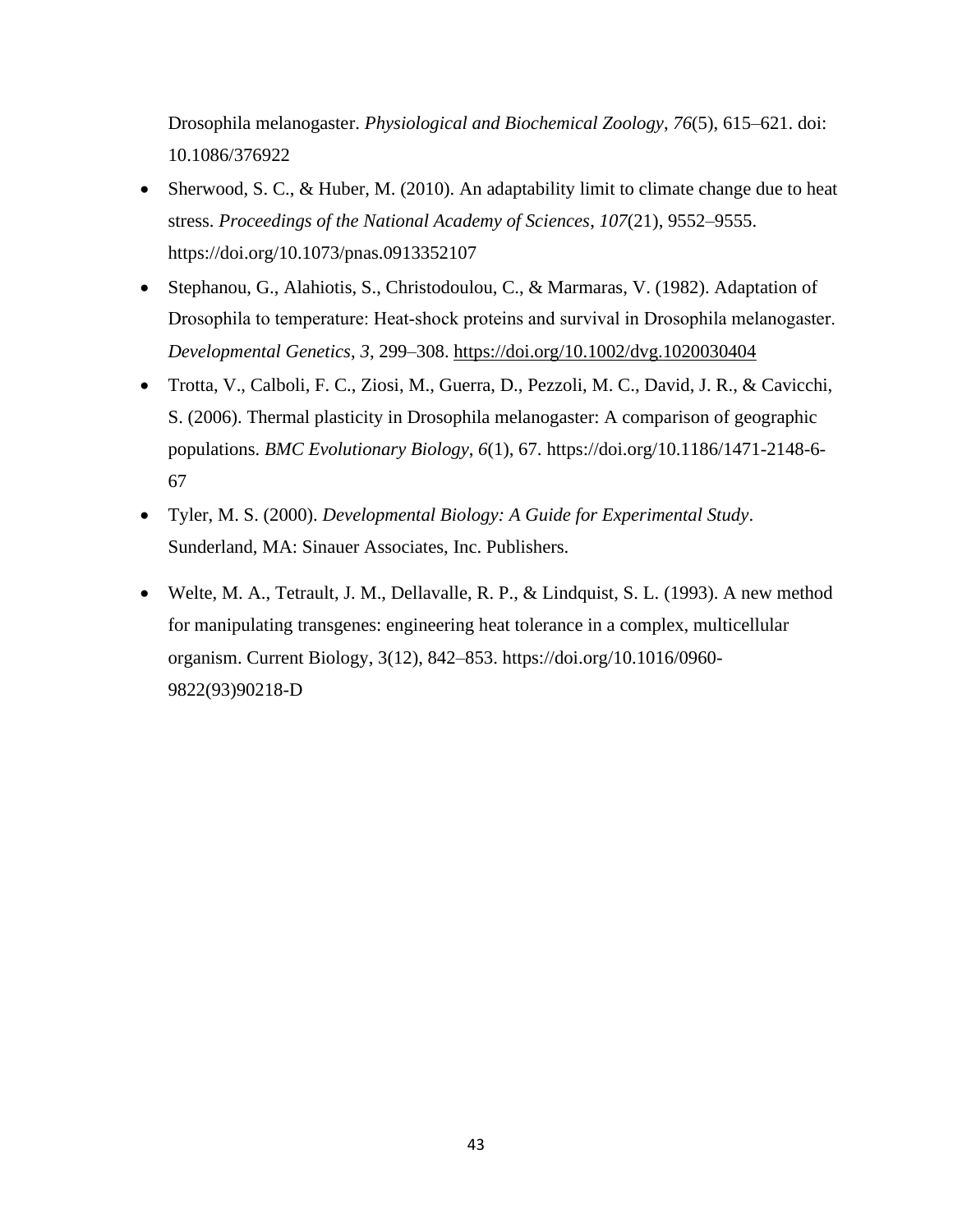Drosophila melanogaster. *Physiological and Biochemical Zoology*, *76*(5), 615–621. doi: 10.1086/376922

- Sherwood, S. C., & Huber, M. (2010). An adaptability limit to climate change due to heat stress. *Proceedings of the National Academy of Sciences*, *107*(21), 9552–9555. https://doi.org/10.1073/pnas.0913352107
- Stephanou, G., Alahiotis, S., Christodoulou, C., & Marmaras, V. (1982). Adaptation of Drosophila to temperature: Heat-shock proteins and survival in Drosophila melanogaster. *Developmental Genetics*, *3*, 299–308. https://doi.org/10.1002/dvg.1020030404
- Trotta, V., Calboli, F. C., Ziosi, M., Guerra, D., Pezzoli, M. C., David, J. R., & Cavicchi, S. (2006). Thermal plasticity in Drosophila melanogaster: A comparison of geographic populations. *BMC Evolutionary Biology*, *6*(1), 67. https://doi.org/10.1186/1471-2148-6-67
- Tyler, M. S. (2000). *Developmental Biology: A Guide for Experimental Study*. Sunderland, MA: Sinauer Associates, Inc. Publishers.
- Welte, M. A., Tetrault, J. M., Dellavalle, R. P., & Lindquist, S. L. (1993). A new method for manipulating transgenes: engineering heat tolerance in a complex, multicellular organism. Current Biology, 3(12), 842–853. https://doi.org/10.1016/0960-9822(93)90218-D